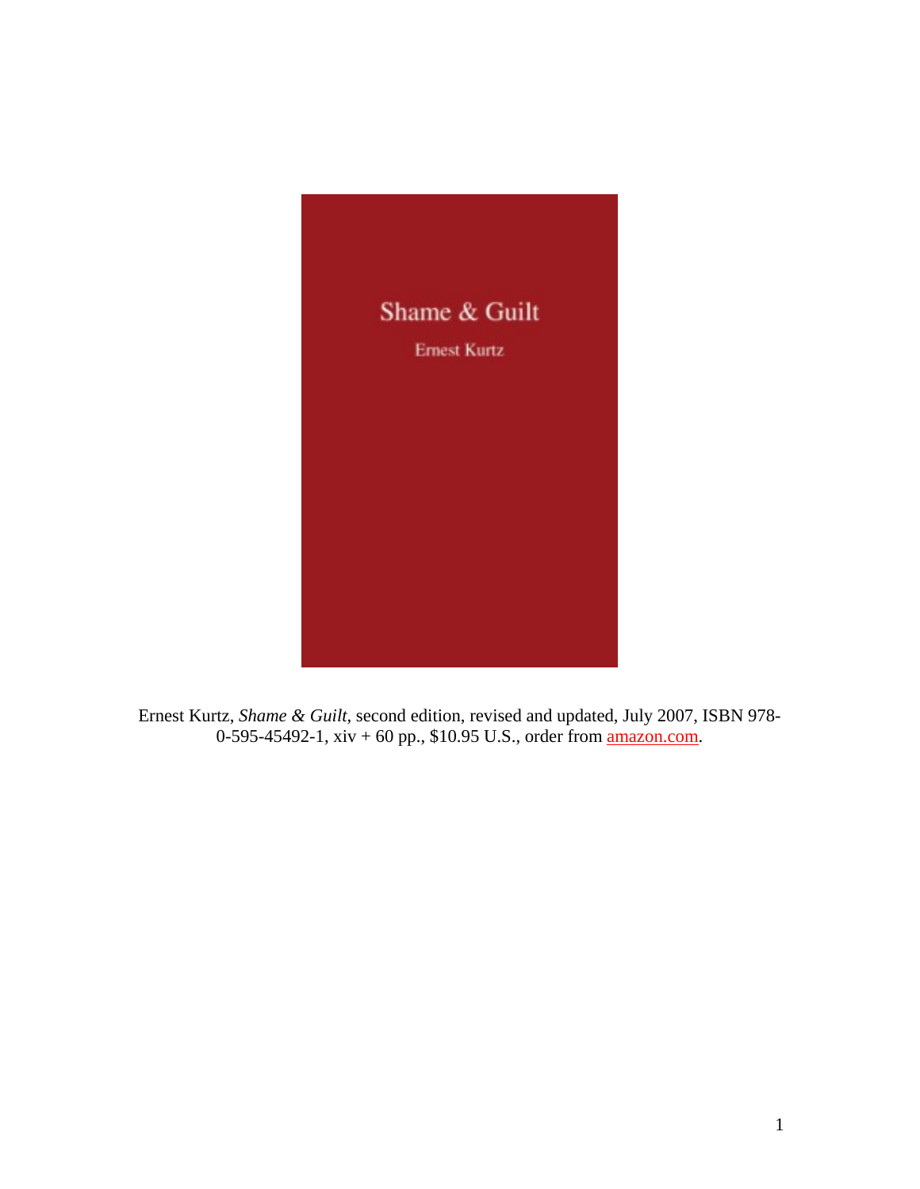Shame & Guilt

Ernest Kurtz

Ernest Kurtz, *Shame & Guilt*, second edition, revised and updated, July 2007, ISBN 978-0-595-45492-1, xiv + 60 pp., $10.95 U.S., order from amazon.com.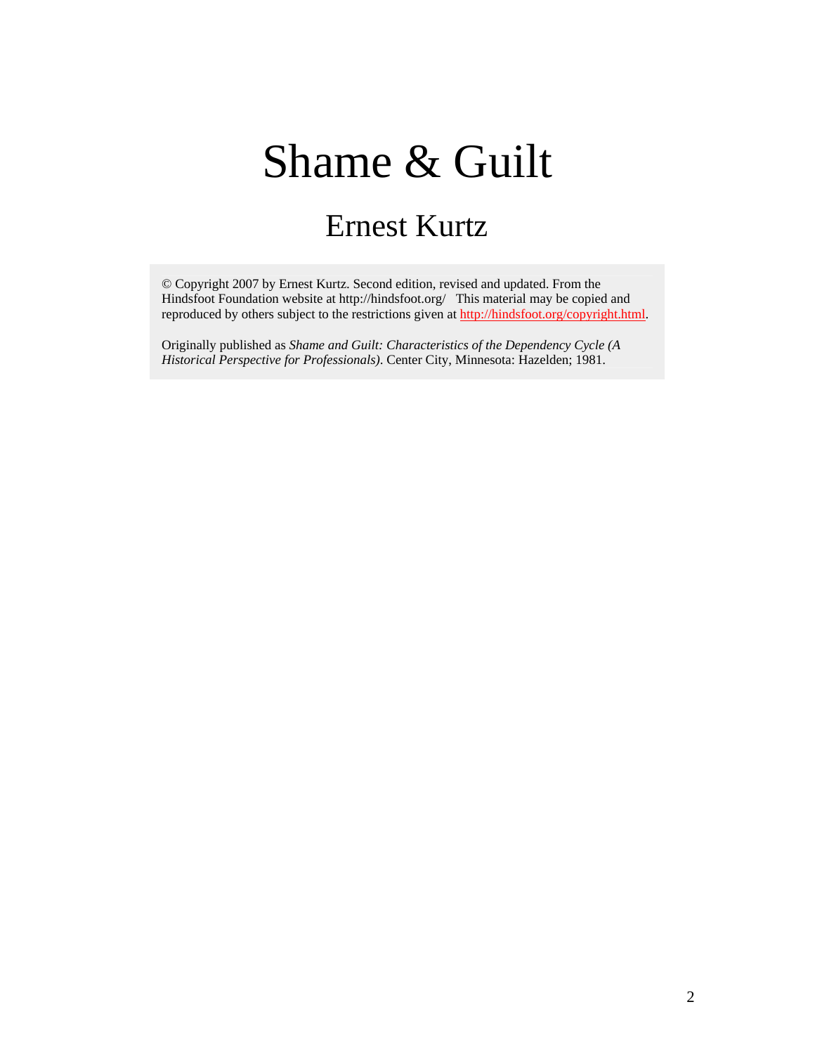# Shame & Guilt

## Ernest Kurtz

© Copyright 2007 by Ernest Kurtz. Second edition, revised and updated. From the Hindsfoot Foundation website at http://hindsfoot.org/ This material may be copied and reproduced by others subject to the restrictions given at http://hindsfoot.org/copyright.html.

Originally published as *Shame and Guilt: Characteristics of the Dependency Cycle (A Historical Perspective for Professionals)*. Center City, Minnesota: Hazelden; 1981.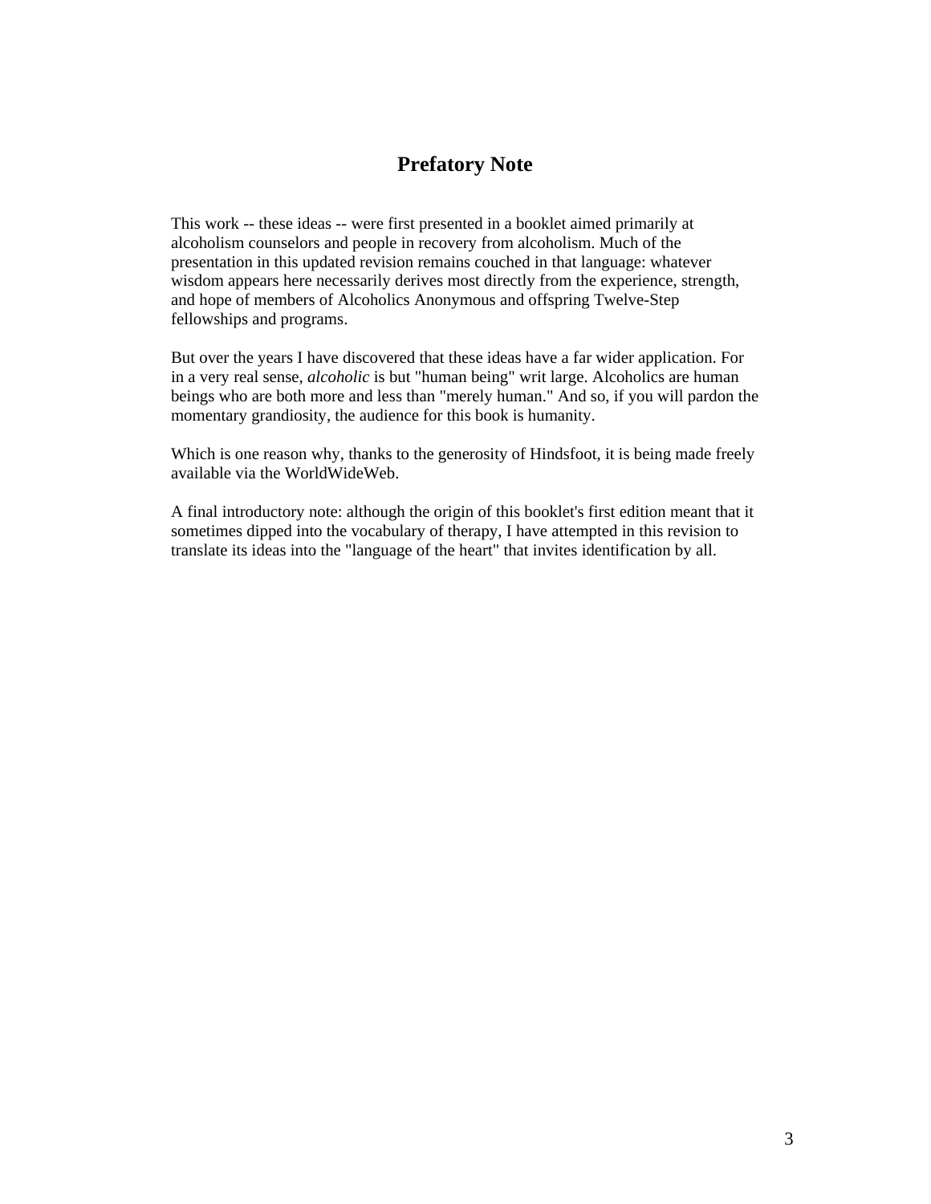## Prefatory Note

This work -- these ideas -- were first presented in a booklet aimed primarily at alcoholism counselors and people in recovery from alcoholism. Much of the presentation in this updated revision remains couched in that language: whatever wisdom appears here necessarily derives most directly from the experience, strength, and hope of members of Alcoholics Anonymous and offspring Twelve-Step fellowships and programs.

But over the years I have discovered that these ideas have a far wider application. For in a very real sense, *alcoholic* is but "human being" writ large. Alcoholics are human beings who are both more and less than "merely human." And so, if you will pardon the momentary grandiosity, the audience for this book is humanity.

Which is one reason why, thanks to the generosity of Hindsfoot, it is being made freely available via the WorldWideWeb.

A final introductory note: although the origin of this booklet's first edition meant that it sometimes dipped into the vocabulary of therapy, I have attempted in this revision to translate its ideas into the "language of the heart" that invites identification by all.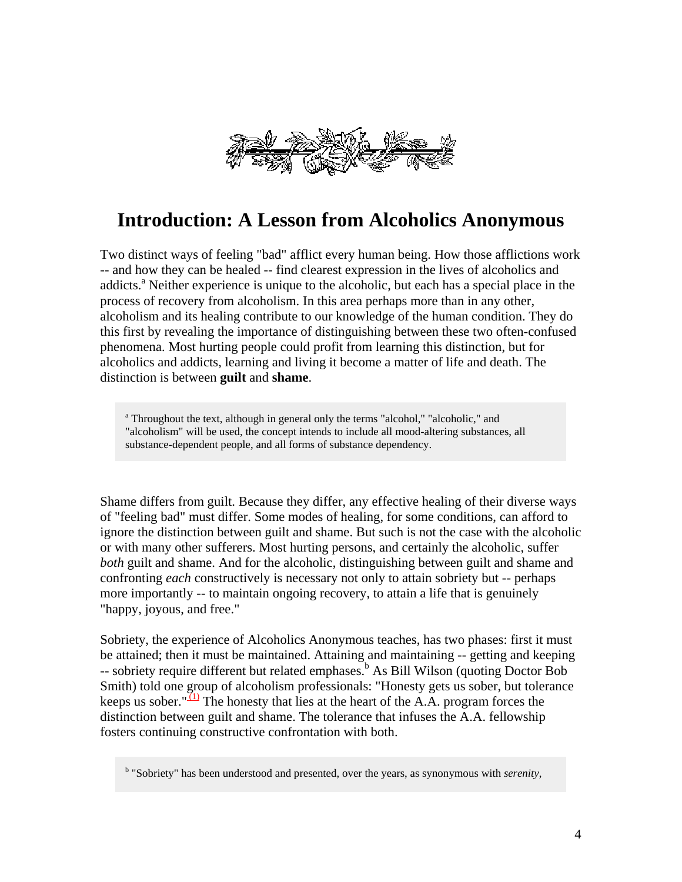# Introduction: A Lesson from Alcoholics Anonymous

Two distinct ways of feeling "bad" afflict every human being. How those afflictions work -- and how they can be healed -- find clearest expression in the lives of alcoholics and addicts.[a] Neither experience is unique to the alcoholic, but each has a special place in the process of recovery from alcoholism. In this area perhaps more than in any other, alcoholism and its healing contribute to our knowledge of the human condition. They do this first by revealing the importance of distinguishing between these two often-confused phenomena. Most hurting people could profit from learning this distinction, but for alcoholics and addicts, learning and living it become a matter of life and death. The distinction is between **guilt** and **shame**.

> [a] Throughout the text, although in general only the terms "alcohol," "alcoholic," and "alcoholism" will be used, the concept intends to include all mood-altering substances, all substance-dependent people, and all forms of substance dependency.

Shame differs from guilt. Because they differ, any effective healing of their diverse ways of "feeling bad" must differ. Some modes of healing, for some conditions, can afford to ignore the distinction between guilt and shame. But such is not the case with the alcoholic or with many other sufferers. Most hurting persons, and certainly the alcoholic, suffer *both* guilt and shame. And for the alcoholic, distinguishing between guilt and shame and confronting *each* constructively is necessary not only to attain sobriety but -- perhaps more importantly -- to maintain ongoing recovery, to attain a life that is genuinely "happy, joyous, and free."

Sobriety, the experience of Alcoholics Anonymous teaches, has two phases: first it must be attained; then it must be maintained. Attaining and maintaining -- getting and keeping -- sobriety require different but related emphases.[b] As Bill Wilson (quoting Doctor Bob Smith) told one group of alcoholism professionals: "Honesty gets us sober, but tolerance keeps us sober."[(1)] The honesty that lies at the heart of the A.A. program forces the distinction between guilt and shame. The tolerance that infuses the A.A. fellowship fosters continuing constructive confrontation with both.

> [b] "Sobriety" has been understood and presented, over the years, as synonymous with *serenity*,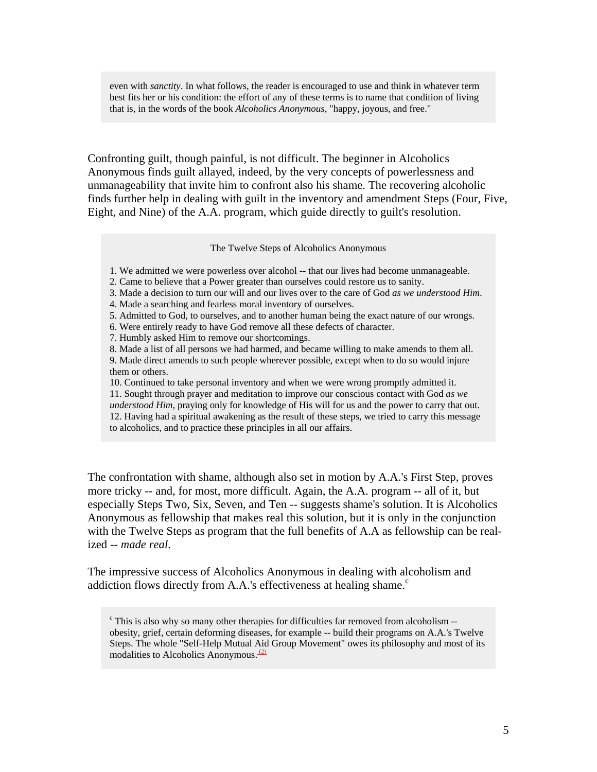even with *sanctity*. In what follows, the reader is encouraged to use and think in whatever term best fits her or his condition: the effort of any of these terms is to name that condition of living that is, in the words of the book *Alcoholics Anonymous*, "happy, joyous, and free."

Confronting guilt, though painful, is not difficult. The beginner in Alcoholics Anonymous finds guilt allayed, indeed, by the very concepts of powerlessness and unmanageability that invite him to confront also his shame. The recovering alcoholic finds further help in dealing with guilt in the inventory and amendment Steps (Four, Five, Eight, and Nine) of the A.A. program, which guide directly to guilt's resolution.

The Twelve Steps of Alcoholics Anonymous

1. We admitted we were powerless over alcohol -- that our lives had become unmanageable.
2. Came to believe that a Power greater than ourselves could restore us to sanity.
3. Made a decision to turn our will and our lives over to the care of God *as we understood Him*.
4. Made a searching and fearless moral inventory of ourselves.
5. Admitted to God, to ourselves, and to another human being the exact nature of our wrongs.
6. Were entirely ready to have God remove all these defects of character.
7. Humbly asked Him to remove our shortcomings.
8. Made a list of all persons we had harmed, and became willing to make amends to them all.
9. Made direct amends to such people wherever possible, except when to do so would injure them or others.
10. Continued to take personal inventory and when we were wrong promptly admitted it.
11. Sought through prayer and meditation to improve our conscious contact with God *as we understood Him*, praying only for knowledge of His will for us and the power to carry that out.
12. Having had a spiritual awakening as the result of these steps, we tried to carry this message to alcoholics, and to practice these principles in all our affairs.

The confrontation with shame, although also set in motion by A.A.'s First Step, proves more tricky -- and, for most, more difficult. Again, the A.A. program -- all of it, but especially Steps Two, Six, Seven, and Ten -- suggests shame's solution. It is Alcoholics Anonymous as fellowship that makes real this solution, but it is only in the conjunction with the Twelve Steps as program that the full benefits of A.A as fellowship can be real-ized -- *made real*.

The impressive success of Alcoholics Anonymous in dealing with alcoholism and addiction flows directly from A.A.'s effectiveness at healing shame.[c]

[c] This is also why so many other therapies for difficulties far removed from alcoholism -- obesity, grief, certain deforming diseases, for example -- build their programs on A.A.'s Twelve Steps. The whole "Self-Help Mutual Aid Group Movement" owes its philosophy and most of its modalities to Alcoholics Anonymous.[(2)]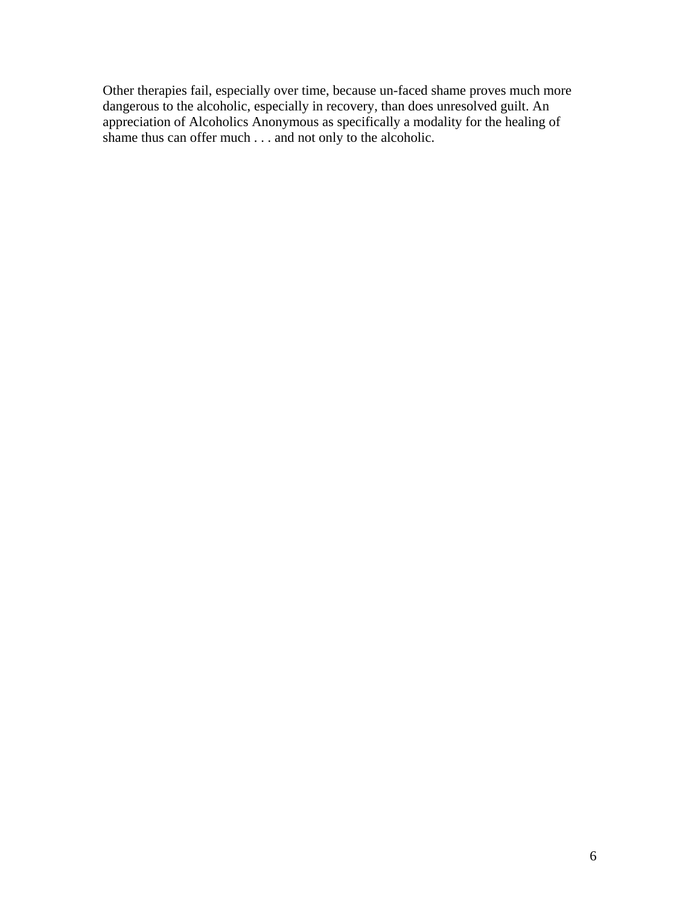Other therapies fail, especially over time, because un-faced shame proves much more dangerous to the alcoholic, especially in recovery, than does unresolved guilt. An appreciation of Alcoholics Anonymous as specifically a modality for the healing of shame thus can offer much . . . and not only to the alcoholic.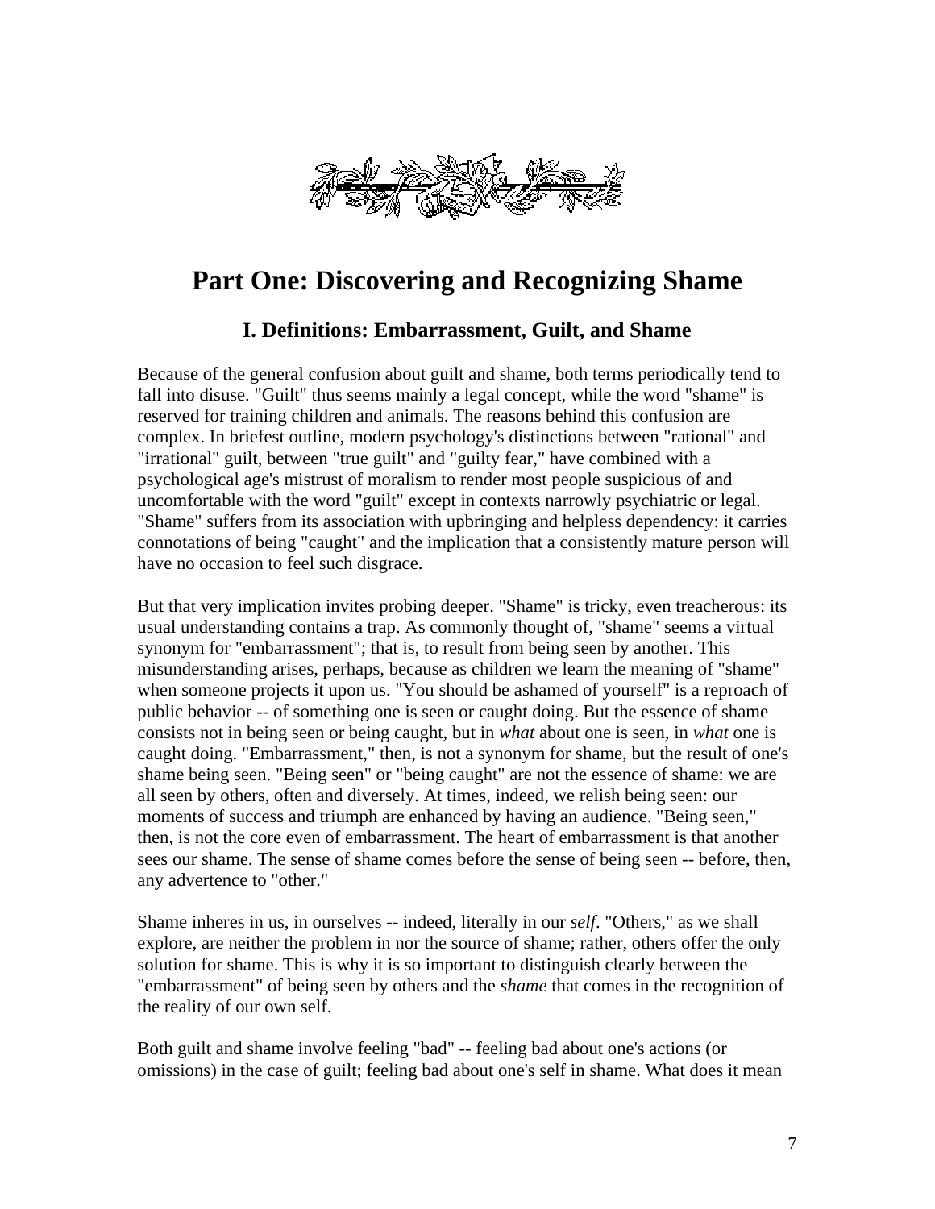# Part One: Discovering and Recognizing Shame

## I. Definitions: Embarrassment, Guilt, and Shame

Because of the general confusion about guilt and shame, both terms periodically tend to fall into disuse. "Guilt" thus seems mainly a legal concept, while the word "shame" is reserved for training children and animals. The reasons behind this confusion are complex. In briefest outline, modern psychology's distinctions between "rational" and "irrational" guilt, between "true guilt" and "guilty fear," have combined with a psychological age's mistrust of moralism to render most people suspicious of and uncomfortable with the word "guilt" except in contexts narrowly psychiatric or legal. "Shame" suffers from its association with upbringing and helpless dependency: it carries connotations of being "caught" and the implication that a consistently mature person will have no occasion to feel such disgrace.

But that very implication invites probing deeper. "Shame" is tricky, even treacherous: its usual understanding contains a trap. As commonly thought of, "shame" seems a virtual synonym for "embarrassment"; that is, to result from being seen by another. This misunderstanding arises, perhaps, because as children we learn the meaning of "shame" when someone projects it upon us. "You should be ashamed of yourself" is a reproach of public behavior -- of something one is seen or caught doing. But the essence of shame consists not in being seen or being caught, but in *what* about one is seen, in *what* one is caught doing. "Embarrassment," then, is not a synonym for shame, but the result of one's shame being seen. "Being seen" or "being caught" are not the essence of shame: we are all seen by others, often and diversely. At times, indeed, we relish being seen: our moments of success and triumph are enhanced by having an audience. "Being seen," then, is not the core even of embarrassment. The heart of embarrassment is that another sees our shame. The sense of shame comes before the sense of being seen -- before, then, any advertence to "other."

Shame inheres in us, in ourselves -- indeed, literally in our *self*. "Others," as we shall explore, are neither the problem in nor the source of shame; rather, others offer the only solution for shame. This is why it is so important to distinguish clearly between the "embarrassment" of being seen by others and the *shame* that comes in the recognition of the reality of our own self.

Both guilt and shame involve feeling "bad" -- feeling bad about one's actions (or omissions) in the case of guilt; feeling bad about one's self in shame. What does it mean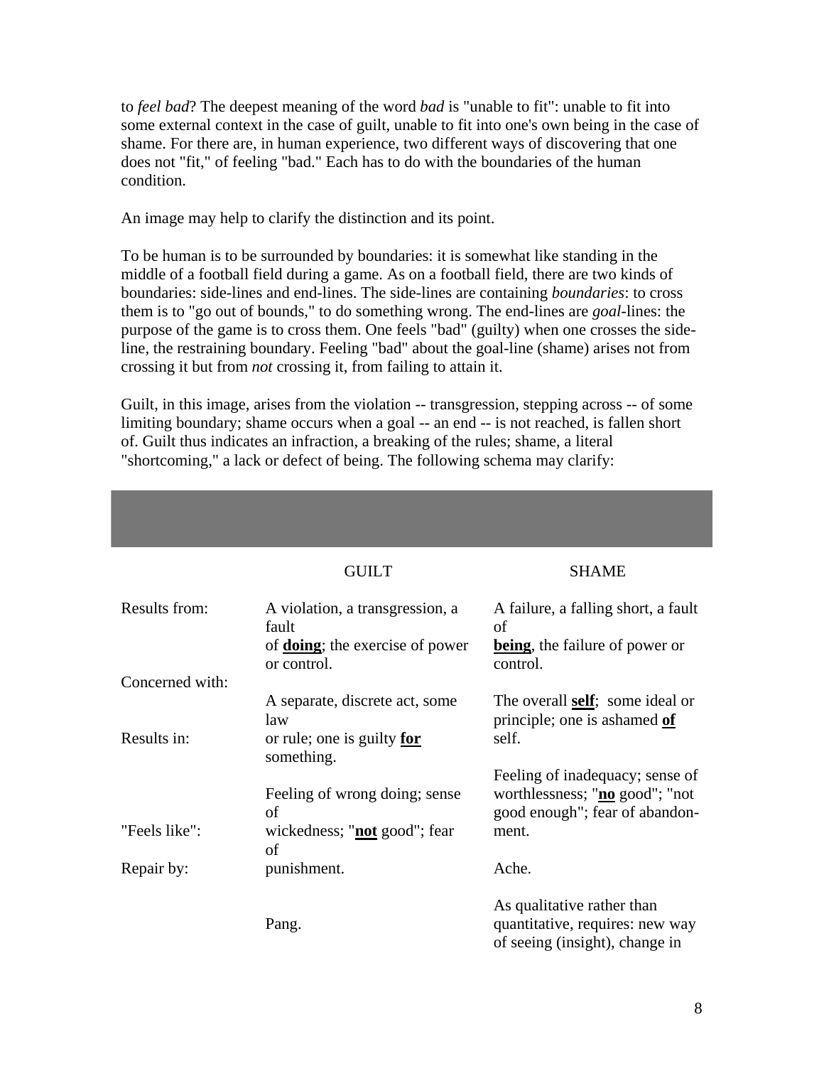to *feel bad*? The deepest meaning of the word *bad* is "unable to fit": unable to fit into some external context in the case of guilt, unable to fit into one's own being in the case of shame. For there are, in human experience, two different ways of discovering that one does not "fit," of feeling "bad." Each has to do with the boundaries of the human condition.

An image may help to clarify the distinction and its point.

To be human is to be surrounded by boundaries: it is somewhat like standing in the middle of a football field during a game. As on a football field, there are two kinds of boundaries: side-lines and end-lines. The side-lines are containing *boundaries*: to cross them is to "go out of bounds," to do something wrong. The end-lines are *goal*-lines: the purpose of the game is to cross them. One feels "bad" (guilty) when one crosses the side-line, the restraining boundary. Feeling "bad" about the goal-line (shame) arises not from crossing it but from *not* crossing it, from failing to attain it.

Guilt, in this image, arises from the violation -- transgression, stepping across -- of some limiting boundary; shame occurs when a goal -- an end -- is not reached, is fallen short of. Guilt thus indicates an infraction, a breaking of the rules; shame, a literal "shortcoming," a lack or defect of being. The following schema may clarify:

| | GUILT | SHAME |
|---|---|---|
| Results from: | A violation, a transgression, a fault of **doing**; the exercise of power or control. | A failure, a falling short, a fault of **being**, the failure of power or control. |
| Concerned with: | A separate, discrete act, some law or rule; one is guilty **for** something. | The overall **self**; some ideal or principle; one is ashamed **of** self. |
| Results in: | Feeling of wrong doing; sense of wickedness; "**not** good"; fear of punishment. | Feeling of inadequacy; sense of worthlessness; "**no** good"; "not good enough"; fear of abandonment. |
| "Feels like": | Pang. | Ache. |
| Repair by: | | As qualitative rather than quantitative, requires: new way of seeing (insight), change in |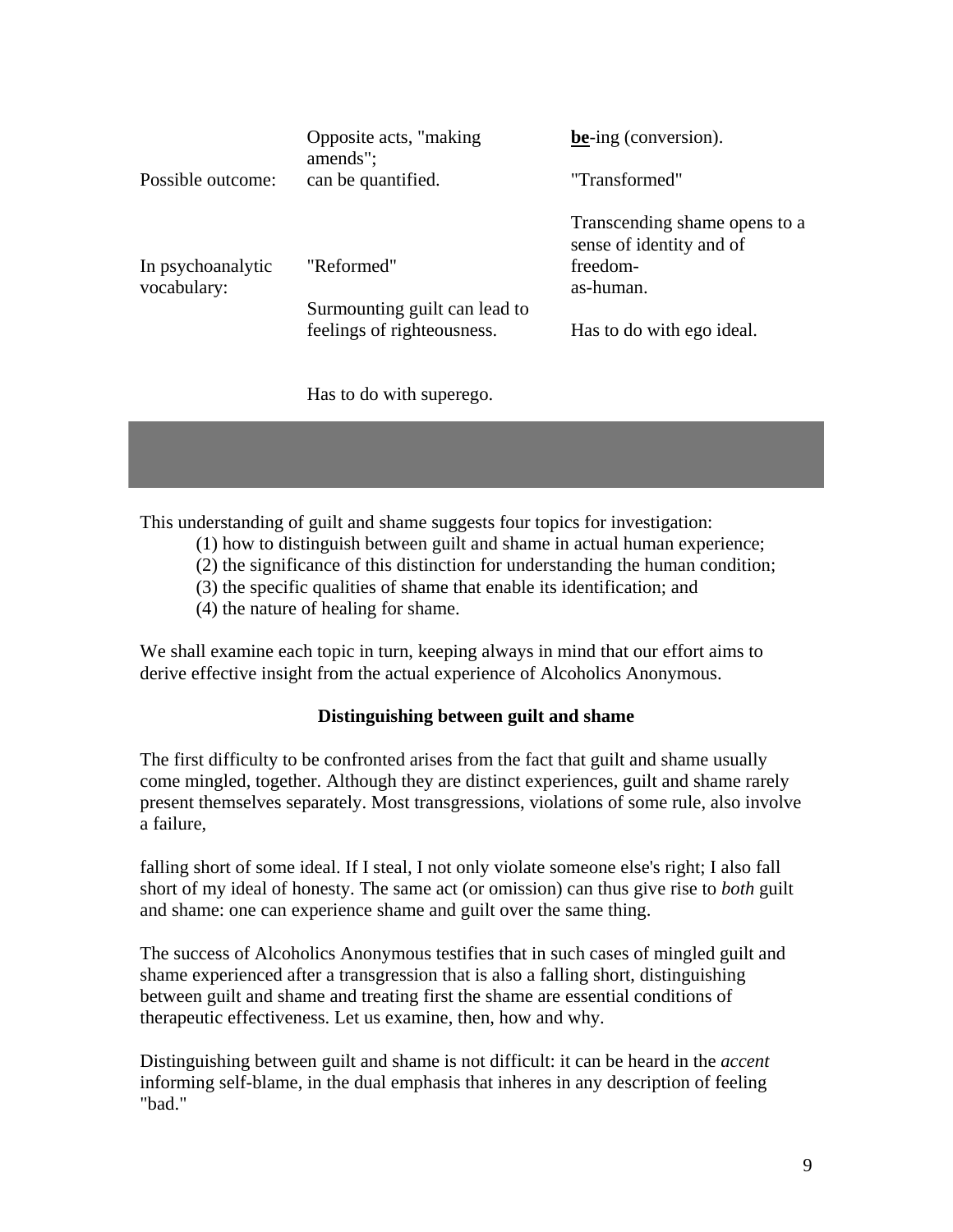| | | |
|---|---|---|
| | Opposite acts, "making amends"; | **be**-ing (conversion). |
| Possible outcome: | can be quantified. | "Transformed" |
| In psychoanalytic vocabulary: | "Reformed" <br><br> Surmounting guilt can lead to feelings of righteousness. <br><br> Has to do with superego. | Transcending shame opens to a sense of identity and of freedom-as-human. <br><br> Has to do with ego ideal. |

This understanding of guilt and shame suggests four topics for investigation:

(1) how to distinguish between guilt and shame in actual human experience;
(2) the significance of this distinction for understanding the human condition;
(3) the specific qualities of shame that enable its identification; and
(4) the nature of healing for shame.

We shall examine each topic in turn, keeping always in mind that our effort aims to derive effective insight from the actual experience of Alcoholics Anonymous.

### Distinguishing between guilt and shame

The first difficulty to be confronted arises from the fact that guilt and shame usually come mingled, together. Although they are distinct experiences, guilt and shame rarely present themselves separately. Most transgressions, violations of some rule, also involve a failure, falling short of some ideal. If I steal, I not only violate someone else's right; I also fall short of my ideal of honesty. The same act (or omission) can thus give rise to *both* guilt and shame: one can experience shame and guilt over the same thing.

The success of Alcoholics Anonymous testifies that in such cases of mingled guilt and shame experienced after a transgression that is also a falling short, distinguishing between guilt and shame and treating first the shame are essential conditions of therapeutic effectiveness. Let us examine, then, how and why.

Distinguishing between guilt and shame is not difficult: it can be heard in the *accent* informing self-blame, in the dual emphasis that inheres in any description of feeling "bad."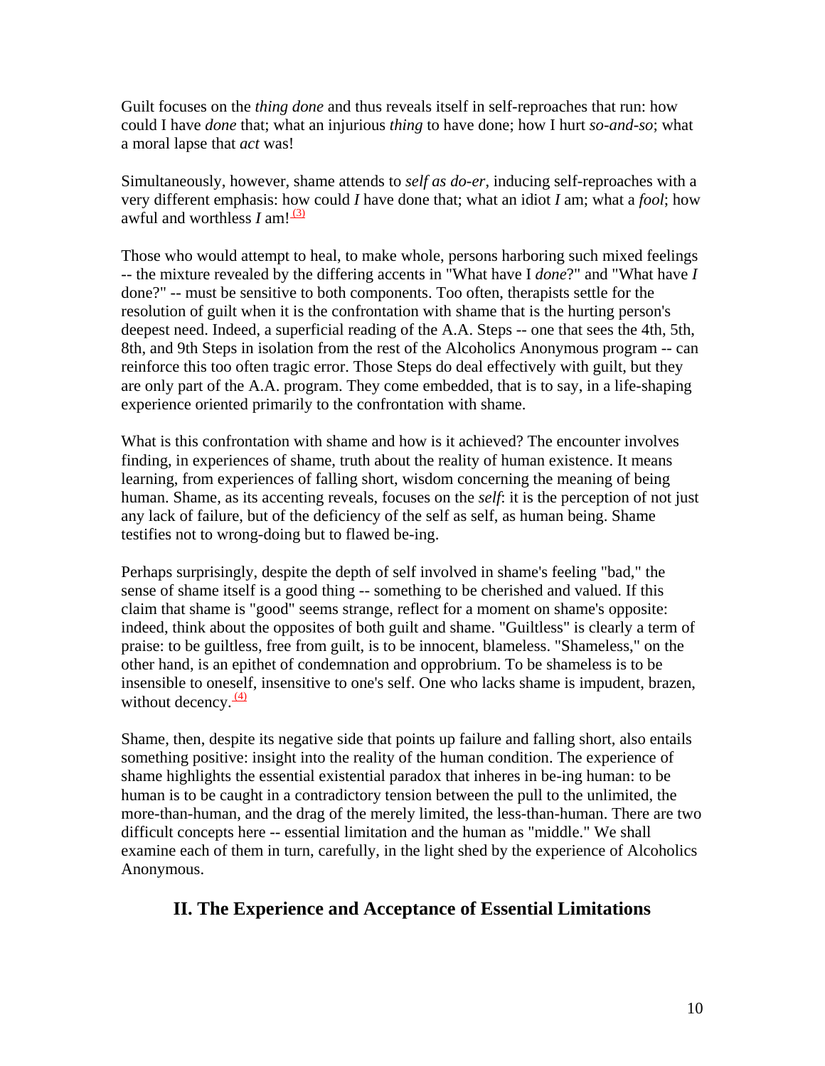Guilt focuses on the *thing done* and thus reveals itself in self-reproaches that run: how could I have *done* that; what an injurious *thing* to have done; how I hurt *so-and-so*; what a moral lapse that *act* was!

Simultaneously, however, shame attends to *self as do-er*, inducing self-reproaches with a very different emphasis: how could *I* have done that; what an idiot *I* am; what a *fool*; how awful and worthless *I* am![3]

Those who would attempt to heal, to make whole, persons harboring such mixed feelings -- the mixture revealed by the differing accents in "What have I *done*?" and "What have *I* done?" -- must be sensitive to both components. Too often, therapists settle for the resolution of guilt when it is the confrontation with shame that is the hurting person's deepest need. Indeed, a superficial reading of the A.A. Steps -- one that sees the 4th, 5th, 8th, and 9th Steps in isolation from the rest of the Alcoholics Anonymous program -- can reinforce this too often tragic error. Those Steps do deal effectively with guilt, but they are only part of the A.A. program. They come embedded, that is to say, in a life-shaping experience oriented primarily to the confrontation with shame.

What is this confrontation with shame and how is it achieved? The encounter involves finding, in experiences of shame, truth about the reality of human existence. It means learning, from experiences of falling short, wisdom concerning the meaning of being human. Shame, as its accenting reveals, focuses on the *self*: it is the perception of not just any lack of failure, but of the deficiency of the self as self, as human being. Shame testifies not to wrong-doing but to flawed be-ing.

Perhaps surprisingly, despite the depth of self involved in shame's feeling "bad," the sense of shame itself is a good thing -- something to be cherished and valued. If this claim that shame is "good" seems strange, reflect for a moment on shame's opposite: indeed, think about the opposites of both guilt and shame. "Guiltless" is clearly a term of praise: to be guiltless, free from guilt, is to be innocent, blameless. "Shameless," on the other hand, is an epithet of condemnation and opprobrium. To be shameless is to be insensible to oneself, insensitive to one's self. One who lacks shame is impudent, brazen, without decency.[4]

Shame, then, despite its negative side that points up failure and falling short, also entails something positive: insight into the reality of the human condition. The experience of shame highlights the essential existential paradox that inheres in be-ing human: to be human is to be caught in a contradictory tension between the pull to the unlimited, the more-than-human, and the drag of the merely limited, the less-than-human. There are two difficult concepts here -- essential limitation and the human as "middle." We shall examine each of them in turn, carefully, in the light shed by the experience of Alcoholics Anonymous.

## II. The Experience and Acceptance of Essential Limitations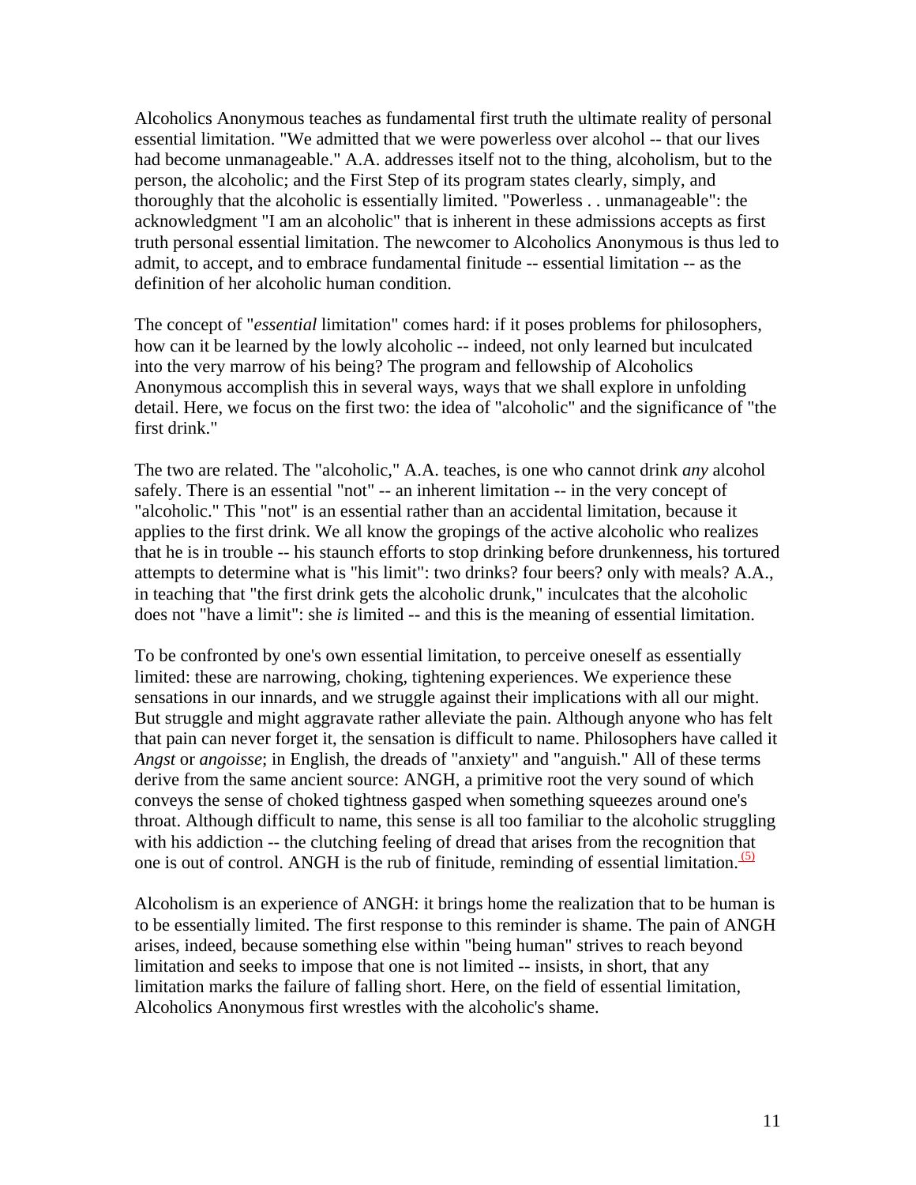Alcoholics Anonymous teaches as fundamental first truth the ultimate reality of personal essential limitation. "We admitted that we were powerless over alcohol -- that our lives had become unmanageable." A.A. addresses itself not to the thing, alcoholism, but to the person, the alcoholic; and the First Step of its program states clearly, simply, and thoroughly that the alcoholic is essentially limited. "Powerless . . unmanageable": the acknowledgment "I am an alcoholic" that is inherent in these admissions accepts as first truth personal essential limitation. The newcomer to Alcoholics Anonymous is thus led to admit, to accept, and to embrace fundamental finitude -- essential limitation -- as the definition of her alcoholic human condition.

The concept of "*essential* limitation" comes hard: if it poses problems for philosophers, how can it be learned by the lowly alcoholic -- indeed, not only learned but inculcated into the very marrow of his being? The program and fellowship of Alcoholics Anonymous accomplish this in several ways, ways that we shall explore in unfolding detail. Here, we focus on the first two: the idea of "alcoholic" and the significance of "the first drink."

The two are related. The "alcoholic," A.A. teaches, is one who cannot drink *any* alcohol safely. There is an essential "not" -- an inherent limitation -- in the very concept of "alcoholic." This "not" is an essential rather than an accidental limitation, because it applies to the first drink. We all know the gropings of the active alcoholic who realizes that he is in trouble -- his staunch efforts to stop drinking before drunkenness, his tortured attempts to determine what is "his limit": two drinks? four beers? only with meals? A.A., in teaching that "the first drink gets the alcoholic drunk," inculcates that the alcoholic does not "have a limit": she *is* limited -- and this is the meaning of essential limitation.

To be confronted by one's own essential limitation, to perceive oneself as essentially limited: these are narrowing, choking, tightening experiences. We experience these sensations in our innards, and we struggle against their implications with all our might. But struggle and might aggravate rather alleviate the pain. Although anyone who has felt that pain can never forget it, the sensation is difficult to name. Philosophers have called it *Angst* or *angoisse*; in English, the dreads of "anxiety" and "anguish." All of these terms derive from the same ancient source: ANGH, a primitive root the very sound of which conveys the sense of choked tightness gasped when something squeezes around one's throat. Although difficult to name, this sense is all too familiar to the alcoholic struggling with his addiction -- the clutching feeling of dread that arises from the recognition that one is out of control. ANGH is the rub of finitude, reminding of essential limitation.[(5)]

Alcoholism is an experience of ANGH: it brings home the realization that to be human is to be essentially limited. The first response to this reminder is shame. The pain of ANGH arises, indeed, because something else within "being human" strives to reach beyond limitation and seeks to impose that one is not limited -- insists, in short, that any limitation marks the failure of falling short. Here, on the field of essential limitation, Alcoholics Anonymous first wrestles with the alcoholic's shame.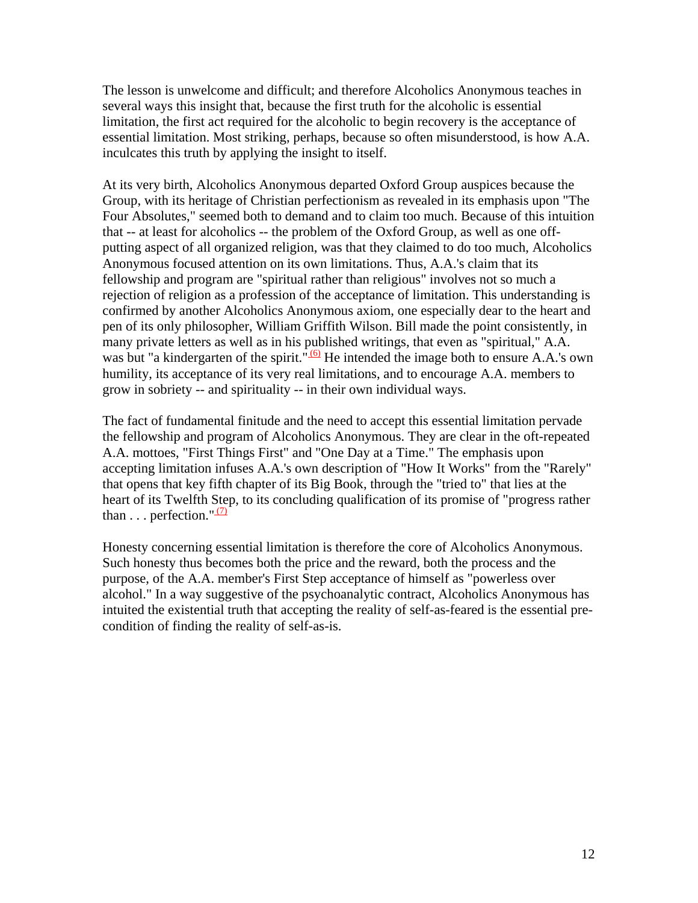The lesson is unwelcome and difficult; and therefore Alcoholics Anonymous teaches in several ways this insight that, because the first truth for the alcoholic is essential limitation, the first act required for the alcoholic to begin recovery is the acceptance of essential limitation. Most striking, perhaps, because so often misunderstood, is how A.A. inculcates this truth by applying the insight to itself.

At its very birth, Alcoholics Anonymous departed Oxford Group auspices because the Group, with its heritage of Christian perfectionism as revealed in its emphasis upon "The Four Absolutes," seemed both to demand and to claim too much. Because of this intuition that -- at least for alcoholics -- the problem of the Oxford Group, as well as one off-putting aspect of all organized religion, was that they claimed to do too much, Alcoholics Anonymous focused attention on its own limitations. Thus, A.A.'s claim that its fellowship and program are "spiritual rather than religious" involves not so much a rejection of religion as a profession of the acceptance of limitation. This understanding is confirmed by another Alcoholics Anonymous axiom, one especially dear to the heart and pen of its only philosopher, William Griffith Wilson. Bill made the point consistently, in many private letters as well as in his published writings, that even as "spiritual," A.A. was but "a kindergarten of the spirit."[(6)] He intended the image both to ensure A.A.'s own humility, its acceptance of its very real limitations, and to encourage A.A. members to grow in sobriety -- and spirituality -- in their own individual ways.

The fact of fundamental finitude and the need to accept this essential limitation pervade the fellowship and program of Alcoholics Anonymous. They are clear in the oft-repeated A.A. mottoes, "First Things First" and "One Day at a Time." The emphasis upon accepting limitation infuses A.A.'s own description of "How It Works" from the "Rarely" that opens that key fifth chapter of its Big Book, through the "tried to" that lies at the heart of its Twelfth Step, to its concluding qualification of its promise of "progress rather than . . . perfection."[(7)]

Honesty concerning essential limitation is therefore the core of Alcoholics Anonymous. Such honesty thus becomes both the price and the reward, both the process and the purpose, of the A.A. member's First Step acceptance of himself as "powerless over alcohol." In a way suggestive of the psychoanalytic contract, Alcoholics Anonymous has intuited the existential truth that accepting the reality of self-as-feared is the essential pre-condition of finding the reality of self-as-is.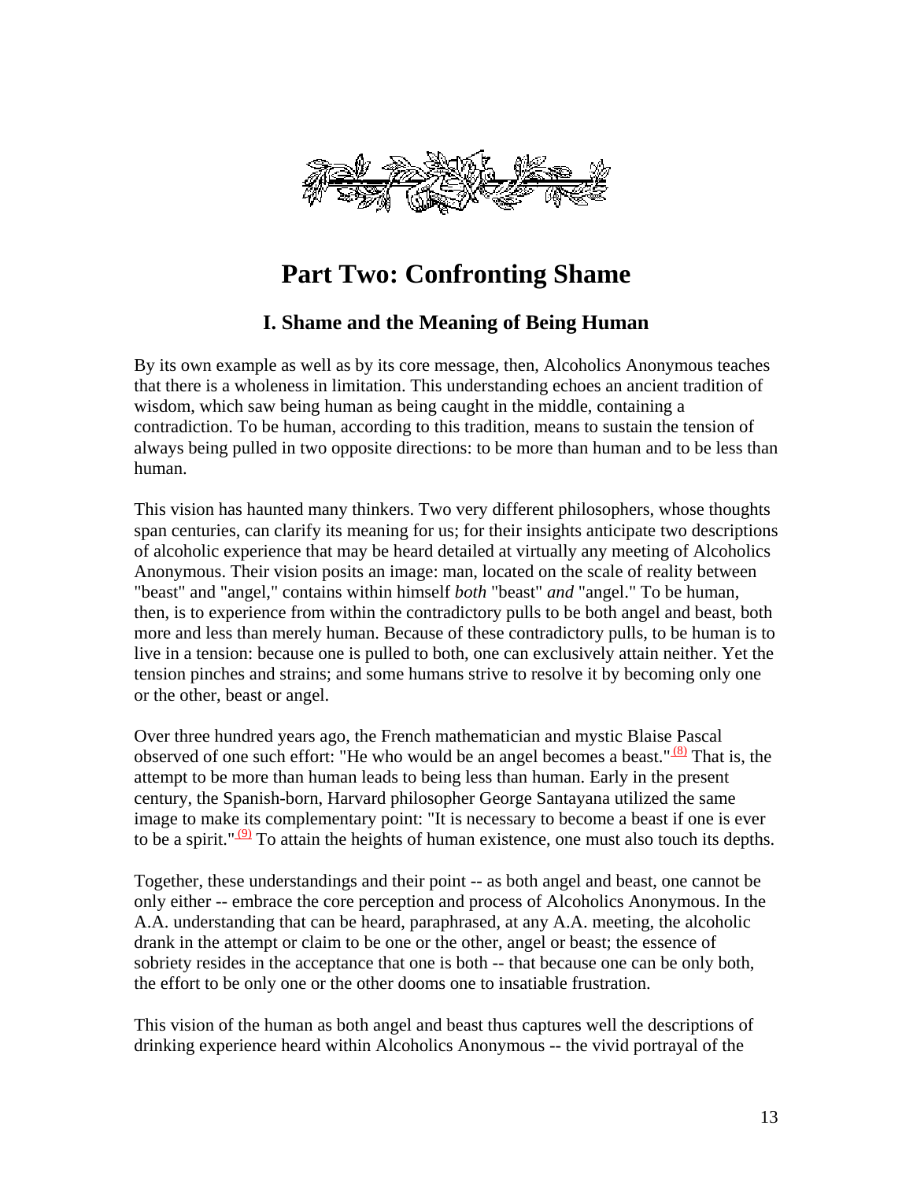# Part Two: Confronting Shame

## I. Shame and the Meaning of Being Human

By its own example as well as by its core message, then, Alcoholics Anonymous teaches that there is a wholeness in limitation. This understanding echoes an ancient tradition of wisdom, which saw being human as being caught in the middle, containing a contradiction. To be human, according to this tradition, means to sustain the tension of always being pulled in two opposite directions: to be more than human and to be less than human.

This vision has haunted many thinkers. Two very different philosophers, whose thoughts span centuries, can clarify its meaning for us; for their insights anticipate two descriptions of alcoholic experience that may be heard detailed at virtually any meeting of Alcoholics Anonymous. Their vision posits an image: man, located on the scale of reality between "beast" and "angel," contains within himself *both* "beast" *and* "angel." To be human, then, is to experience from within the contradictory pulls to be both angel and beast, both more and less than merely human. Because of these contradictory pulls, to be human is to live in a tension: because one is pulled to both, one can exclusively attain neither. Yet the tension pinches and strains; and some humans strive to resolve it by becoming only one or the other, beast or angel.

Over three hundred years ago, the French mathematician and mystic Blaise Pascal observed of one such effort: "He who would be an angel becomes a beast."[(8)] That is, the attempt to be more than human leads to being less than human. Early in the present century, the Spanish-born, Harvard philosopher George Santayana utilized the same image to make its complementary point: "It is necessary to become a beast if one is ever to be a spirit."[(9)] To attain the heights of human existence, one must also touch its depths.

Together, these understandings and their point -- as both angel and beast, one cannot be only either -- embrace the core perception and process of Alcoholics Anonymous. In the A.A. understanding that can be heard, paraphrased, at any A.A. meeting, the alcoholic drank in the attempt or claim to be one or the other, angel or beast; the essence of sobriety resides in the acceptance that one is both -- that because one can be only both, the effort to be only one or the other dooms one to insatiable frustration.

This vision of the human as both angel and beast thus captures well the descriptions of drinking experience heard within Alcoholics Anonymous -- the vivid portrayal of the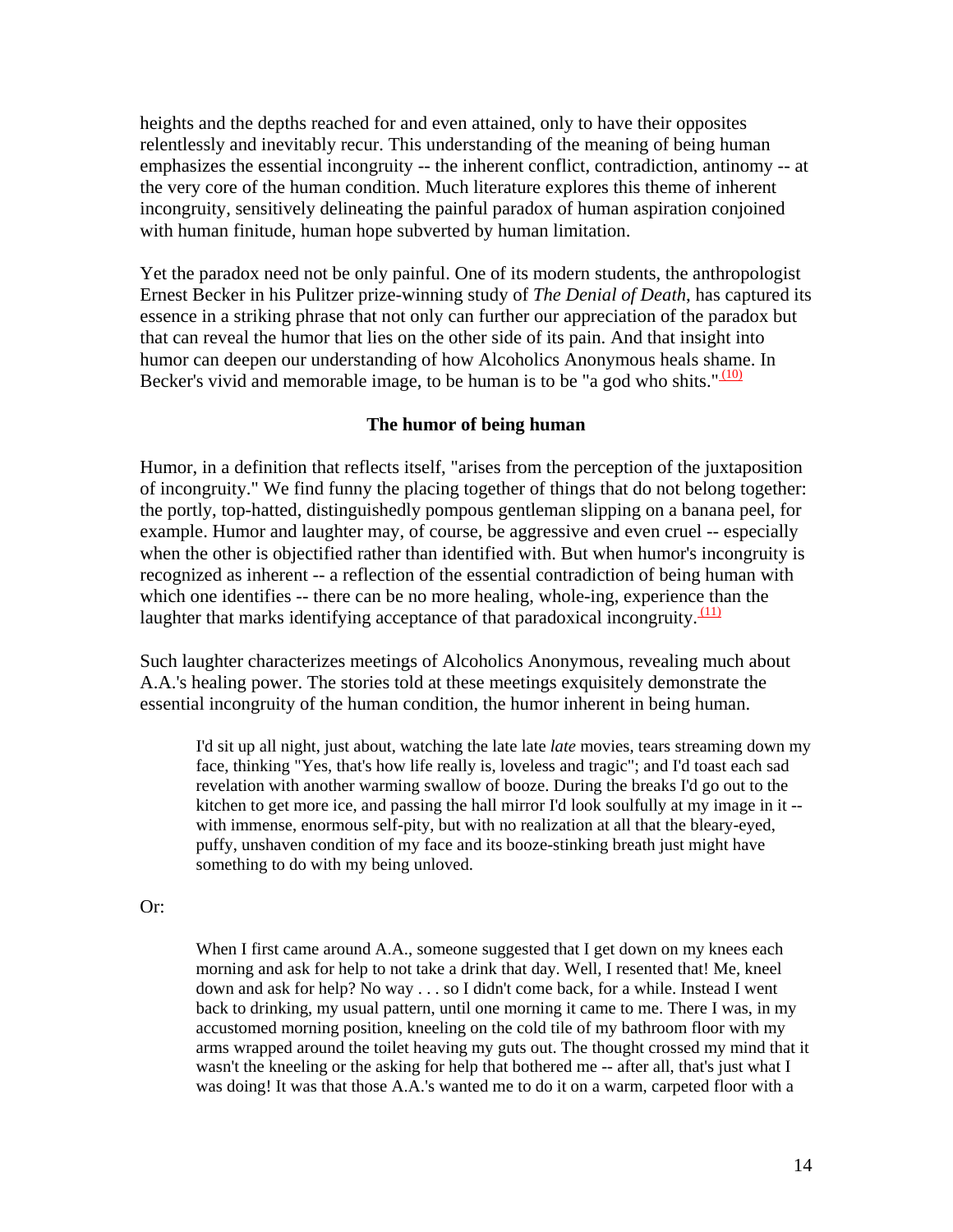heights and the depths reached for and even attained, only to have their opposites relentlessly and inevitably recur. This understanding of the meaning of being human emphasizes the essential incongruity -- the inherent conflict, contradiction, antinomy -- at the very core of the human condition. Much literature explores this theme of inherent incongruity, sensitively delineating the painful paradox of human aspiration conjoined with human finitude, human hope subverted by human limitation.

Yet the paradox need not be only painful. One of its modern students, the anthropologist Ernest Becker in his Pulitzer prize-winning study of *The Denial of Death*, has captured its essence in a striking phrase that not only can further our appreciation of the paradox but that can reveal the humor that lies on the other side of its pain. And that insight into humor can deepen our understanding of how Alcoholics Anonymous heals shame. In Becker's vivid and memorable image, to be human is to be "a god who shits." (10)

### The humor of being human

Humor, in a definition that reflects itself, "arises from the perception of the juxtaposition of incongruity." We find funny the placing together of things that do not belong together: the portly, top-hatted, distinguishedly pompous gentleman slipping on a banana peel, for example. Humor and laughter may, of course, be aggressive and even cruel -- especially when the other is objectified rather than identified with. But when humor's incongruity is recognized as inherent -- a reflection of the essential contradiction of being human with which one identifies -- there can be no more healing, whole-ing, experience than the laughter that marks identifying acceptance of that paradoxical incongruity. (11)

Such laughter characterizes meetings of Alcoholics Anonymous, revealing much about A.A.'s healing power. The stories told at these meetings exquisitely demonstrate the essential incongruity of the human condition, the humor inherent in being human.

> I'd sit up all night, just about, watching the late late *late* movies, tears streaming down my face, thinking "Yes, that's how life really is, loveless and tragic"; and I'd toast each sad revelation with another warming swallow of booze. During the breaks I'd go out to the kitchen to get more ice, and passing the hall mirror I'd look soulfully at my image in it -- with immense, enormous self-pity, but with no realization at all that the bleary-eyed, puffy, unshaven condition of my face and its booze-stinking breath just might have something to do with my being unloved.

Or:

> When I first came around A.A., someone suggested that I get down on my knees each morning and ask for help to not take a drink that day. Well, I resented that! Me, kneel down and ask for help? No way . . . so I didn't come back, for a while. Instead I went back to drinking, my usual pattern, until one morning it came to me. There I was, in my accustomed morning position, kneeling on the cold tile of my bathroom floor with my arms wrapped around the toilet heaving my guts out. The thought crossed my mind that it wasn't the kneeling or the asking for help that bothered me -- after all, that's just what I was doing! It was that those A.A.'s wanted me to do it on a warm, carpeted floor with a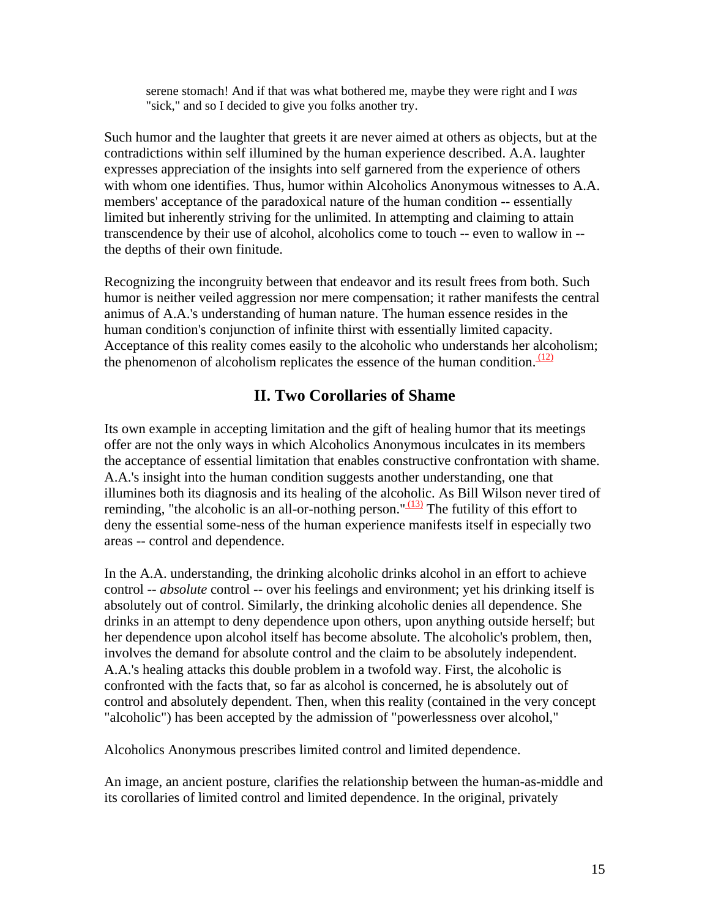> serene stomach! And if that was what bothered me, maybe they were right and I *was* "sick," and so I decided to give you folks another try.

Such humor and the laughter that greets it are never aimed at others as objects, but at the contradictions within self illumined by the human experience described. A.A. laughter expresses appreciation of the insights into self garnered from the experience of others with whom one identifies. Thus, humor within Alcoholics Anonymous witnesses to A.A. members' acceptance of the paradoxical nature of the human condition -- essentially limited but inherently striving for the unlimited. In attempting and claiming to attain transcendence by their use of alcohol, alcoholics come to touch -- even to wallow in -- the depths of their own finitude.

Recognizing the incongruity between that endeavor and its result frees from both. Such humor is neither veiled aggression nor mere compensation; it rather manifests the central animus of A.A.'s understanding of human nature. The human essence resides in the human condition's conjunction of infinite thirst with essentially limited capacity. Acceptance of this reality comes easily to the alcoholic who understands her alcoholism; the phenomenon of alcoholism replicates the essence of the human condition.[(12)]

## II. Two Corollaries of Shame

Its own example in accepting limitation and the gift of healing humor that its meetings offer are not the only ways in which Alcoholics Anonymous inculcates in its members the acceptance of essential limitation that enables constructive confrontation with shame. A.A.'s insight into the human condition suggests another understanding, one that illumines both its diagnosis and its healing of the alcoholic. As Bill Wilson never tired of reminding, "the alcoholic is an all-or-nothing person."[(13)] The futility of this effort to deny the essential some-ness of the human experience manifests itself in especially two areas -- control and dependence.

In the A.A. understanding, the drinking alcoholic drinks alcohol in an effort to achieve control -- *absolute* control -- over his feelings and environment; yet his drinking itself is absolutely out of control. Similarly, the drinking alcoholic denies all dependence. She drinks in an attempt to deny dependence upon others, upon anything outside herself; but her dependence upon alcohol itself has become absolute. The alcoholic's problem, then, involves the demand for absolute control and the claim to be absolutely independent. A.A.'s healing attacks this double problem in a twofold way. First, the alcoholic is confronted with the facts that, so far as alcohol is concerned, he is absolutely out of control and absolutely dependent. Then, when this reality (contained in the very concept "alcoholic") has been accepted by the admission of "powerlessness over alcohol,"

Alcoholics Anonymous prescribes limited control and limited dependence.

An image, an ancient posture, clarifies the relationship between the human-as-middle and its corollaries of limited control and limited dependence. In the original, privately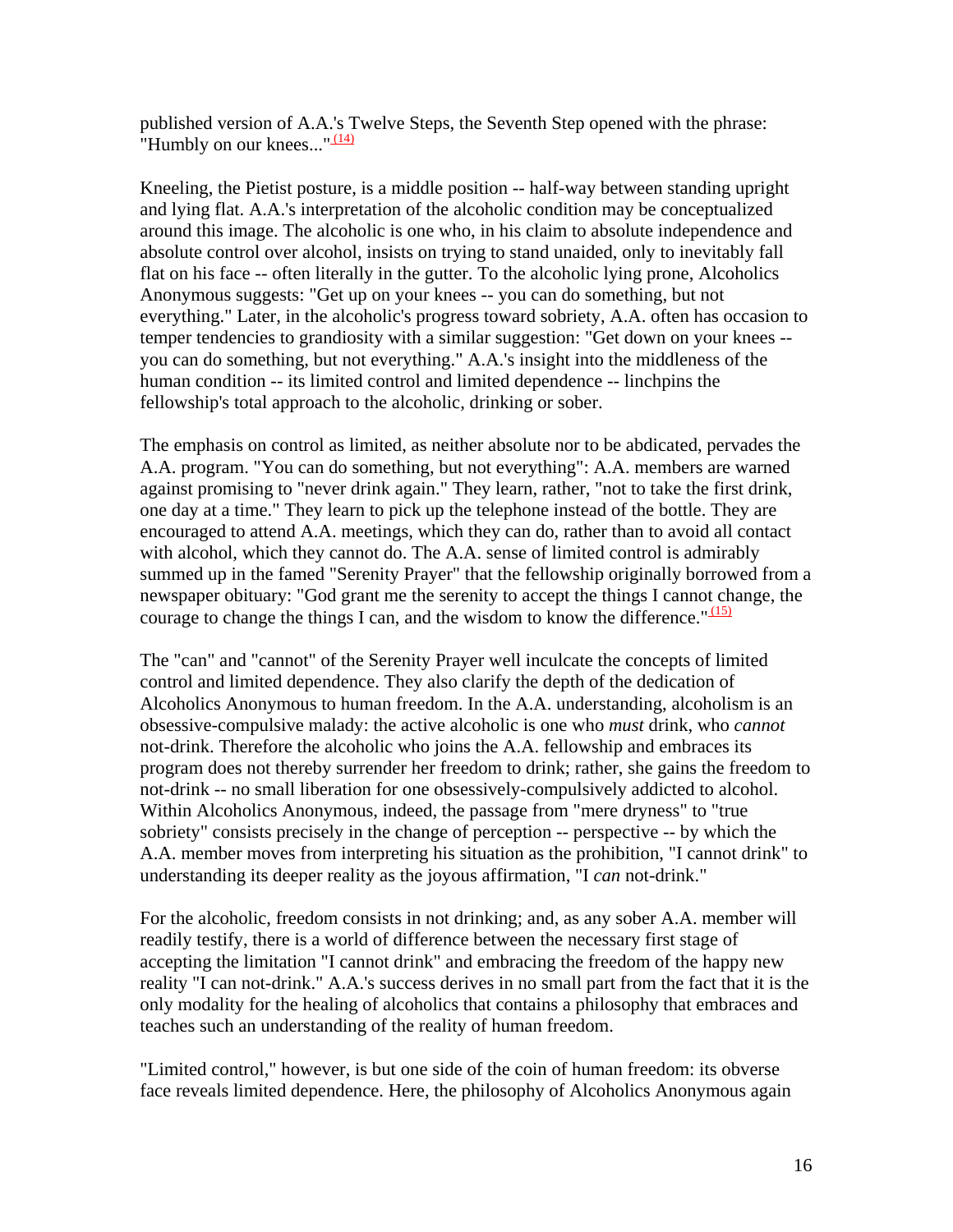published version of A.A.'s Twelve Steps, the Seventh Step opened with the phrase: "Humbly on our knees..."[14]

Kneeling, the Pietist posture, is a middle position -- half-way between standing upright and lying flat. A.A.'s interpretation of the alcoholic condition may be conceptualized around this image. The alcoholic is one who, in his claim to absolute independence and absolute control over alcohol, insists on trying to stand unaided, only to inevitably fall flat on his face -- often literally in the gutter. To the alcoholic lying prone, Alcoholics Anonymous suggests: "Get up on your knees -- you can do something, but not everything." Later, in the alcoholic's progress toward sobriety, A.A. often has occasion to temper tendencies to grandiosity with a similar suggestion: "Get down on your knees -- you can do something, but not everything." A.A.'s insight into the middleness of the human condition -- its limited control and limited dependence -- linchpins the fellowship's total approach to the alcoholic, drinking or sober.

The emphasis on control as limited, as neither absolute nor to be abdicated, pervades the A.A. program. "You can do something, but not everything": A.A. members are warned against promising to "never drink again." They learn, rather, "not to take the first drink, one day at a time." They learn to pick up the telephone instead of the bottle. They are encouraged to attend A.A. meetings, which they can do, rather than to avoid all contact with alcohol, which they cannot do. The A.A. sense of limited control is admirably summed up in the famed "Serenity Prayer" that the fellowship originally borrowed from a newspaper obituary: "God grant me the serenity to accept the things I cannot change, the courage to change the things I can, and the wisdom to know the difference."[15]

The "can" and "cannot" of the Serenity Prayer well inculcate the concepts of limited control and limited dependence. They also clarify the depth of the dedication of Alcoholics Anonymous to human freedom. In the A.A. understanding, alcoholism is an obsessive-compulsive malady: the active alcoholic is one who *must* drink, who *cannot* not-drink. Therefore the alcoholic who joins the A.A. fellowship and embraces its program does not thereby surrender her freedom to drink; rather, she gains the freedom to not-drink -- no small liberation for one obsessively-compulsively addicted to alcohol. Within Alcoholics Anonymous, indeed, the passage from "mere dryness" to "true sobriety" consists precisely in the change of perception -- perspective -- by which the A.A. member moves from interpreting his situation as the prohibition, "I cannot drink" to understanding its deeper reality as the joyous affirmation, "I *can* not-drink."

For the alcoholic, freedom consists in not drinking; and, as any sober A.A. member will readily testify, there is a world of difference between the necessary first stage of accepting the limitation "I cannot drink" and embracing the freedom of the happy new reality "I can not-drink." A.A.'s success derives in no small part from the fact that it is the only modality for the healing of alcoholics that contains a philosophy that embraces and teaches such an understanding of the reality of human freedom.

"Limited control," however, is but one side of the coin of human freedom: its obverse face reveals limited dependence. Here, the philosophy of Alcoholics Anonymous again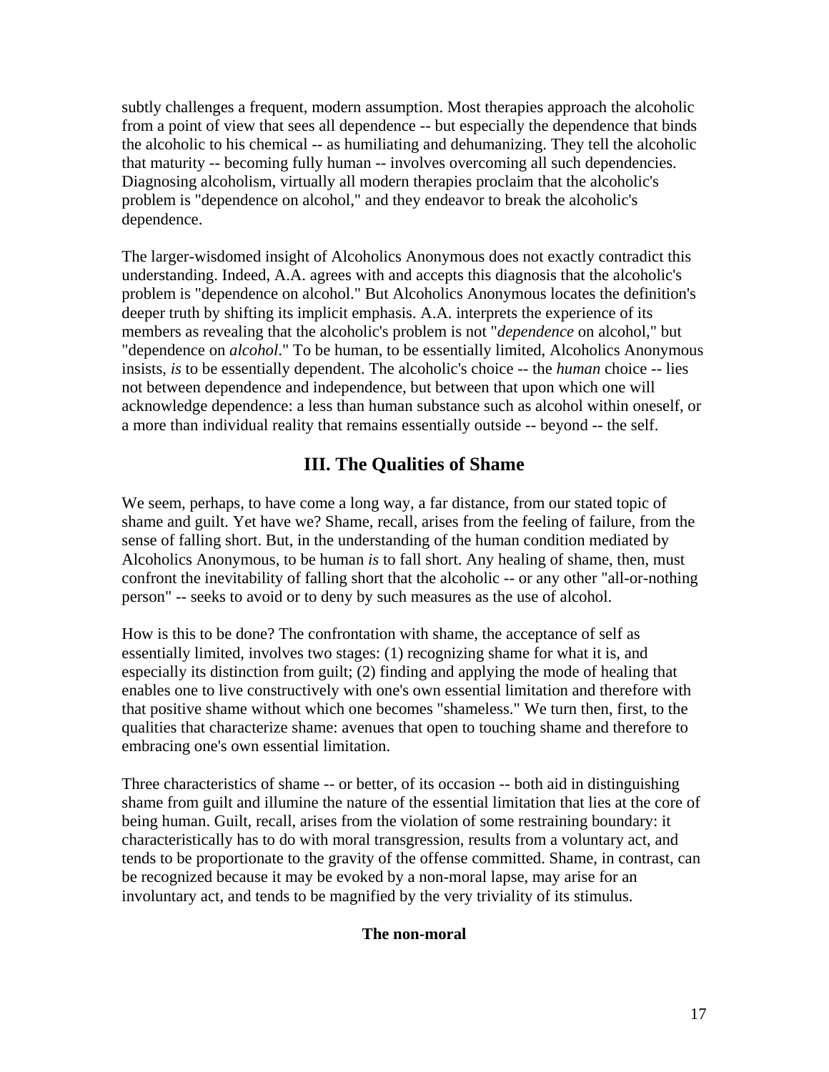subtly challenges a frequent, modern assumption. Most therapies approach the alcoholic from a point of view that sees all dependence -- but especially the dependence that binds the alcoholic to his chemical -- as humiliating and dehumanizing. They tell the alcoholic that maturity -- becoming fully human -- involves overcoming all such dependencies. Diagnosing alcoholism, virtually all modern therapies proclaim that the alcoholic's problem is "dependence on alcohol," and they endeavor to break the alcoholic's dependence.

The larger-wisdomed insight of Alcoholics Anonymous does not exactly contradict this understanding. Indeed, A.A. agrees with and accepts this diagnosis that the alcoholic's problem is "dependence on alcohol." But Alcoholics Anonymous locates the definition's deeper truth by shifting its implicit emphasis. A.A. interprets the experience of its members as revealing that the alcoholic's problem is not "*dependence* on alcohol," but "dependence on *alcohol*." To be human, to be essentially limited, Alcoholics Anonymous insists, *is* to be essentially dependent. The alcoholic's choice -- the *human* choice -- lies not between dependence and independence, but between that upon which one will acknowledge dependence: a less than human substance such as alcohol within oneself, or a more than individual reality that remains essentially outside -- beyond -- the self.

## III. The Qualities of Shame

We seem, perhaps, to have come a long way, a far distance, from our stated topic of shame and guilt. Yet have we? Shame, recall, arises from the feeling of failure, from the sense of falling short. But, in the understanding of the human condition mediated by Alcoholics Anonymous, to be human *is* to fall short. Any healing of shame, then, must confront the inevitability of falling short that the alcoholic -- or any other "all-or-nothing person" -- seeks to avoid or to deny by such measures as the use of alcohol.

How is this to be done? The confrontation with shame, the acceptance of self as essentially limited, involves two stages: (1) recognizing shame for what it is, and especially its distinction from guilt; (2) finding and applying the mode of healing that enables one to live constructively with one's own essential limitation and therefore with that positive shame without which one becomes "shameless." We turn then, first, to the qualities that characterize shame: avenues that open to touching shame and therefore to embracing one's own essential limitation.

Three characteristics of shame -- or better, of its occasion -- both aid in distinguishing shame from guilt and illumine the nature of the essential limitation that lies at the core of being human. Guilt, recall, arises from the violation of some restraining boundary: it characteristically has to do with moral transgression, results from a voluntary act, and tends to be proportionate to the gravity of the offense committed. Shame, in contrast, can be recognized because it may be evoked by a non-moral lapse, may arise for an involuntary act, and tends to be magnified by the very triviality of its stimulus.

#### The non-moral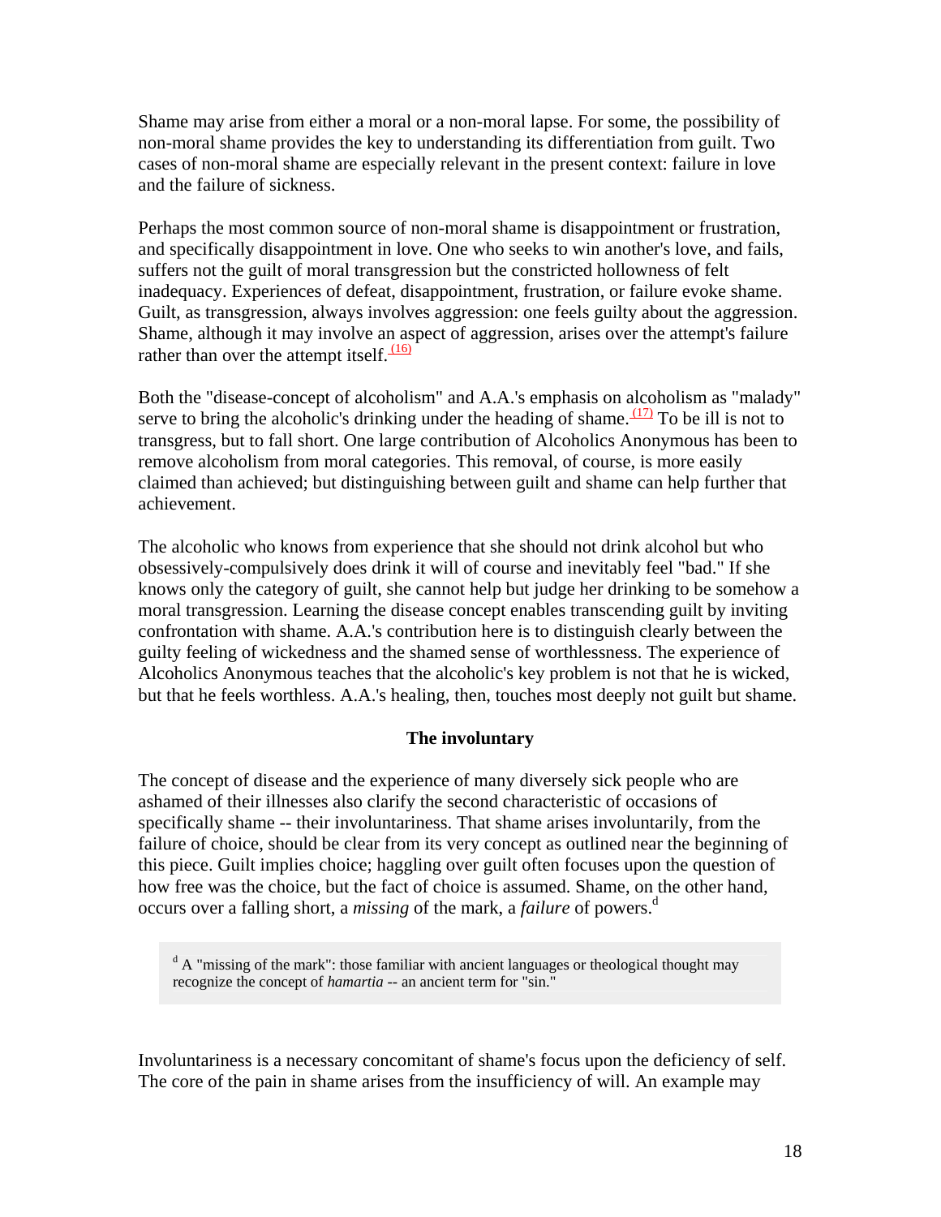Shame may arise from either a moral or a non-moral lapse. For some, the possibility of non-moral shame provides the key to understanding its differentiation from guilt. Two cases of non-moral shame are especially relevant in the present context: failure in love and the failure of sickness.

Perhaps the most common source of non-moral shame is disappointment or frustration, and specifically disappointment in love. One who seeks to win another's love, and fails, suffers not the guilt of moral transgression but the constricted hollowness of felt inadequacy. Experiences of defeat, disappointment, frustration, or failure evoke shame. Guilt, as transgression, always involves aggression: one feels guilty about the aggression. Shame, although it may involve an aspect of aggression, arises over the attempt's failure rather than over the attempt itself.[(16)]

Both the "disease-concept of alcoholism" and A.A.'s emphasis on alcoholism as "malady" serve to bring the alcoholic's drinking under the heading of shame.[(17)] To be ill is not to transgress, but to fall short. One large contribution of Alcoholics Anonymous has been to remove alcoholism from moral categories. This removal, of course, is more easily claimed than achieved; but distinguishing between guilt and shame can help further that achievement.

The alcoholic who knows from experience that she should not drink alcohol but who obsessively-compulsively does drink it will of course and inevitably feel "bad." If she knows only the category of guilt, she cannot help but judge her drinking to be somehow a moral transgression. Learning the disease concept enables transcending guilt by inviting confrontation with shame. A.A.'s contribution here is to distinguish clearly between the guilty feeling of wickedness and the shamed sense of worthlessness. The experience of Alcoholics Anonymous teaches that the alcoholic's key problem is not that he is wicked, but that he feels worthless. A.A.'s healing, then, touches most deeply not guilt but shame.

### The involuntary

The concept of disease and the experience of many diversely sick people who are ashamed of their illnesses also clarify the second characteristic of occasions of specifically shame -- their involuntariness. That shame arises involuntarily, from the failure of choice, should be clear from its very concept as outlined near the beginning of this piece. Guilt implies choice; haggling over guilt often focuses upon the question of how free was the choice, but the fact of choice is assumed. Shame, on the other hand, occurs over a falling short, a *missing* of the mark, a *failure* of powers.[d]

> [d] A "missing of the mark": those familiar with ancient languages or theological thought may recognize the concept of *hamartia* -- an ancient term for "sin."

Involuntariness is a necessary concomitant of shame's focus upon the deficiency of self. The core of the pain in shame arises from the insufficiency of will. An example may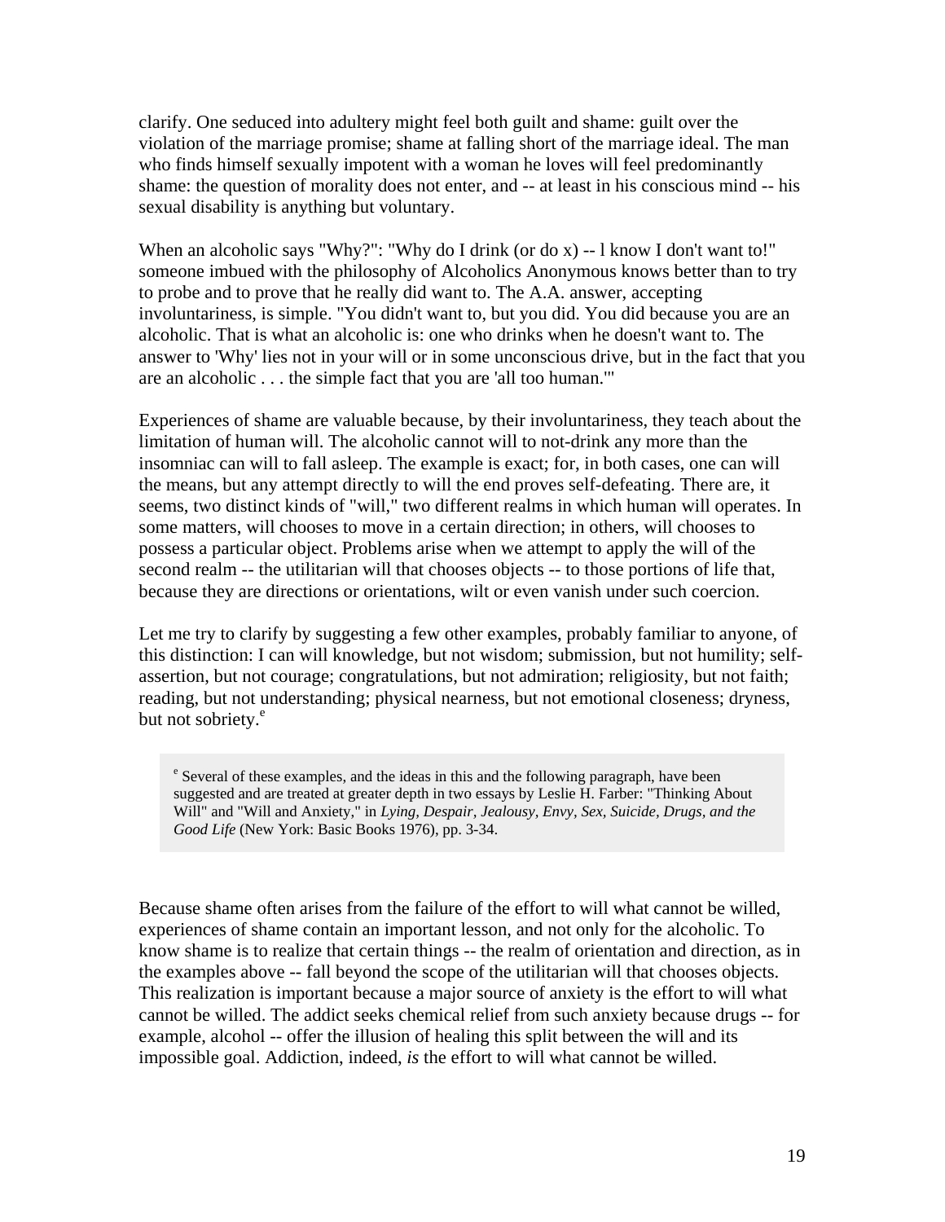clarify. One seduced into adultery might feel both guilt and shame: guilt over the violation of the marriage promise; shame at falling short of the marriage ideal. The man who finds himself sexually impotent with a woman he loves will feel predominantly shame: the question of morality does not enter, and -- at least in his conscious mind -- his sexual disability is anything but voluntary.

When an alcoholic says "Why?": "Why do I drink (or do x) -- l know I don't want to!" someone imbued with the philosophy of Alcoholics Anonymous knows better than to try to probe and to prove that he really did want to. The A.A. answer, accepting involuntariness, is simple. "You didn't want to, but you did. You did because you are an alcoholic. That is what an alcoholic is: one who drinks when he doesn't want to. The answer to 'Why' lies not in your will or in some unconscious drive, but in the fact that you are an alcoholic . . . the simple fact that you are 'all too human.'"

Experiences of shame are valuable because, by their involuntariness, they teach about the limitation of human will. The alcoholic cannot will to not-drink any more than the insomniac can will to fall asleep. The example is exact; for, in both cases, one can will the means, but any attempt directly to will the end proves self-defeating. There are, it seems, two distinct kinds of "will," two different realms in which human will operates. In some matters, will chooses to move in a certain direction; in others, will chooses to possess a particular object. Problems arise when we attempt to apply the will of the second realm -- the utilitarian will that chooses objects -- to those portions of life that, because they are directions or orientations, wilt or even vanish under such coercion.

Let me try to clarify by suggesting a few other examples, probably familiar to anyone, of this distinction: I can will knowledge, but not wisdom; submission, but not humility; self-assertion, but not courage; congratulations, but not admiration; religiosity, but not faith; reading, but not understanding; physical nearness, but not emotional closeness; dryness, but not sobriety.[e]

> [e] Several of these examples, and the ideas in this and the following paragraph, have been suggested and are treated at greater depth in two essays by Leslie H. Farber: "Thinking About Will" and "Will and Anxiety," in *Lying, Despair, Jealousy, Envy, Sex, Suicide, Drugs, and the Good Life* (New York: Basic Books 1976), pp. 3-34.

Because shame often arises from the failure of the effort to will what cannot be willed, experiences of shame contain an important lesson, and not only for the alcoholic. To know shame is to realize that certain things -- the realm of orientation and direction, as in the examples above -- fall beyond the scope of the utilitarian will that chooses objects. This realization is important because a major source of anxiety is the effort to will what cannot be willed. The addict seeks chemical relief from such anxiety because drugs -- for example, alcohol -- offer the illusion of healing this split between the will and its impossible goal. Addiction, indeed, *is* the effort to will what cannot be willed.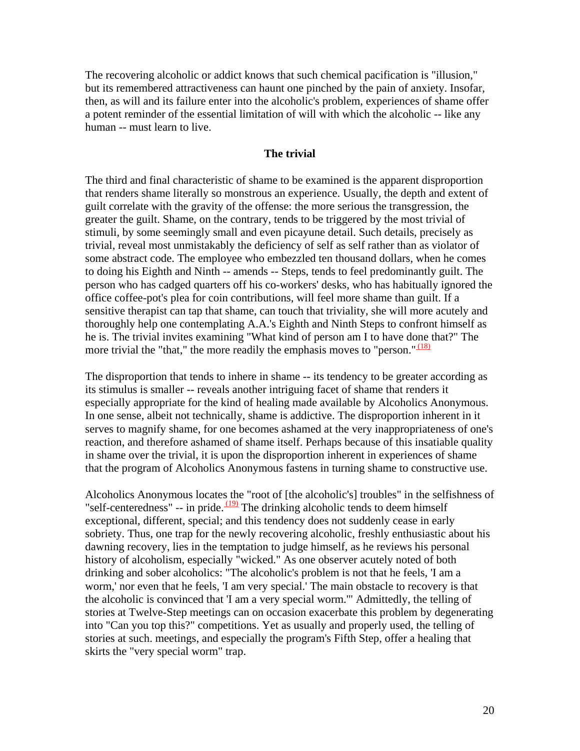The recovering alcoholic or addict knows that such chemical pacification is "illusion," but its remembered attractiveness can haunt one pinched by the pain of anxiety. Insofar, then, as will and its failure enter into the alcoholic's problem, experiences of shame offer a potent reminder of the essential limitation of will with which the alcoholic -- like any human -- must learn to live.

### The trivial

The third and final characteristic of shame to be examined is the apparent disproportion that renders shame literally so monstrous an experience. Usually, the depth and extent of guilt correlate with the gravity of the offense: the more serious the transgression, the greater the guilt. Shame, on the contrary, tends to be triggered by the most trivial of stimuli, by some seemingly small and even picayune detail. Such details, precisely as trivial, reveal most unmistakably the deficiency of self as self rather than as violator of some abstract code. The employee who embezzled ten thousand dollars, when he comes to doing his Eighth and Ninth -- amends -- Steps, tends to feel predominantly guilt. The person who has cadged quarters off his co-workers' desks, who has habitually ignored the office coffee-pot's plea for coin contributions, will feel more shame than guilt. If a sensitive therapist can tap that shame, can touch that triviality, she will more acutely and thoroughly help one contemplating A.A.'s Eighth and Ninth Steps to confront himself as he is. The trivial invites examining "What kind of person am I to have done that?" The more trivial the "that," the more readily the emphasis moves to "person."[(18)]

The disproportion that tends to inhere in shame -- its tendency to be greater according as its stimulus is smaller -- reveals another intriguing facet of shame that renders it especially appropriate for the kind of healing made available by Alcoholics Anonymous. In one sense, albeit not technically, shame is addictive. The disproportion inherent in it serves to magnify shame, for one becomes ashamed at the very inappropriateness of one's reaction, and therefore ashamed of shame itself. Perhaps because of this insatiable quality in shame over the trivial, it is upon the disproportion inherent in experiences of shame that the program of Alcoholics Anonymous fastens in turning shame to constructive use.

Alcoholics Anonymous locates the "root of [the alcoholic's] troubles" in the selfishness of "self-centeredness" -- in pride.[(19)] The drinking alcoholic tends to deem himself exceptional, different, special; and this tendency does not suddenly cease in early sobriety. Thus, one trap for the newly recovering alcoholic, freshly enthusiastic about his dawning recovery, lies in the temptation to judge himself, as he reviews his personal history of alcoholism, especially "wicked." As one observer acutely noted of both drinking and sober alcoholics: "The alcoholic's problem is not that he feels, 'I am a worm,' nor even that he feels, 'I am very special.' The main obstacle to recovery is that the alcoholic is convinced that 'I am a very special worm.'" Admittedly, the telling of stories at Twelve-Step meetings can on occasion exacerbate this problem by degenerating into "Can you top this?" competitions. Yet as usually and properly used, the telling of stories at such. meetings, and especially the program's Fifth Step, offer a healing that skirts the "very special worm" trap.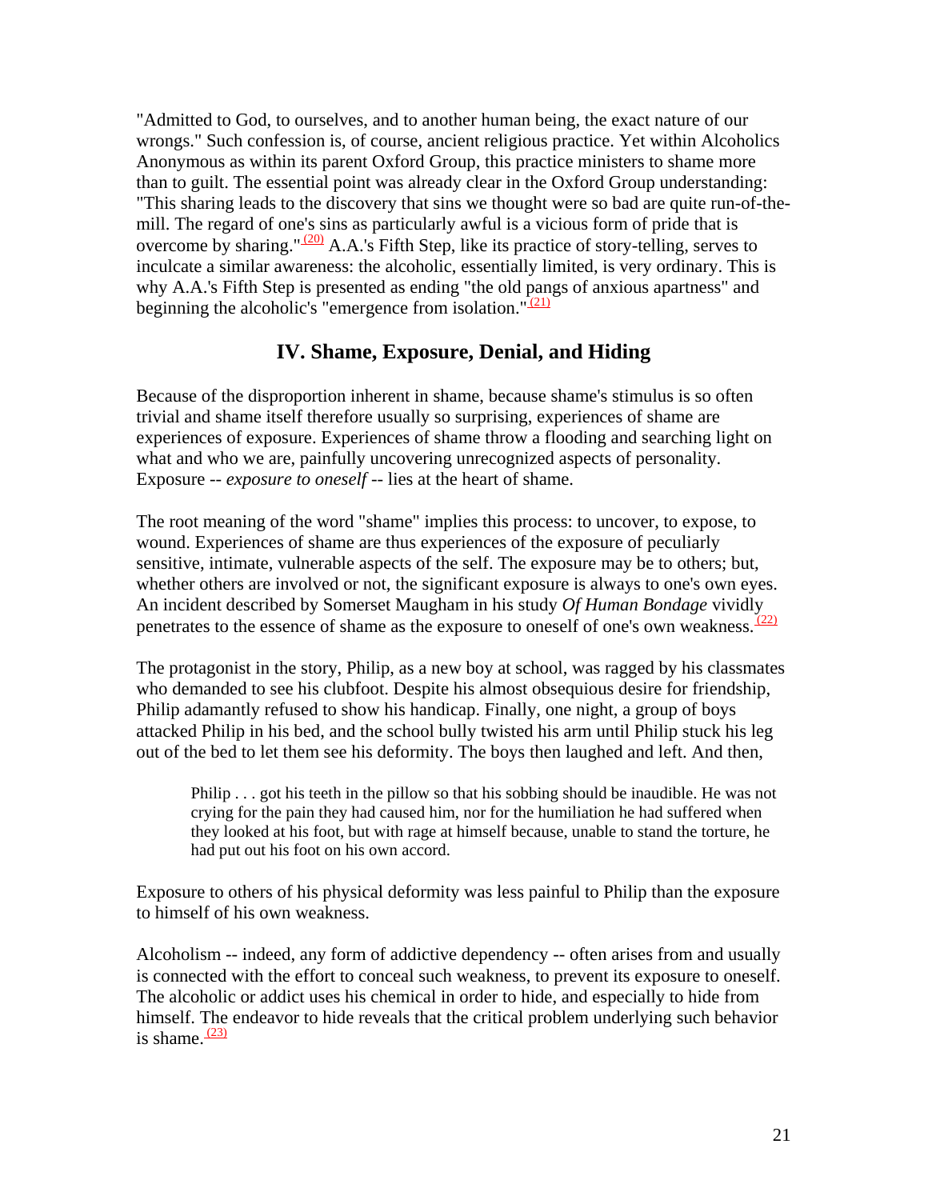"Admitted to God, to ourselves, and to another human being, the exact nature of our wrongs." Such confession is, of course, ancient religious practice. Yet within Alcoholics Anonymous as within its parent Oxford Group, this practice ministers to shame more than to guilt. The essential point was already clear in the Oxford Group understanding: "This sharing leads to the discovery that sins we thought were so bad are quite run-of-the-mill. The regard of one's sins as particularly awful is a vicious form of pride that is overcome by sharing."[20] A.A.'s Fifth Step, like its practice of story-telling, serves to inculcate a similar awareness: the alcoholic, essentially limited, is very ordinary. This is why A.A.'s Fifth Step is presented as ending "the old pangs of anxious apartness" and beginning the alcoholic's "emergence from isolation."[21]

## IV. Shame, Exposure, Denial, and Hiding

Because of the disproportion inherent in shame, because shame's stimulus is so often trivial and shame itself therefore usually so surprising, experiences of shame are experiences of exposure. Experiences of shame throw a flooding and searching light on what and who we are, painfully uncovering unrecognized aspects of personality. Exposure -- *exposure to oneself* -- lies at the heart of shame.

The root meaning of the word "shame" implies this process: to uncover, to expose, to wound. Experiences of shame are thus experiences of the exposure of peculiarly sensitive, intimate, vulnerable aspects of the self. The exposure may be to others; but, whether others are involved or not, the significant exposure is always to one's own eyes. An incident described by Somerset Maugham in his study *Of Human Bondage* vividly penetrates to the essence of shame as the exposure to oneself of one's own weakness.[22]

The protagonist in the story, Philip, as a new boy at school, was ragged by his classmates who demanded to see his clubfoot. Despite his almost obsequious desire for friendship, Philip adamantly refused to show his handicap. Finally, one night, a group of boys attacked Philip in his bed, and the school bully twisted his arm until Philip stuck his leg out of the bed to let them see his deformity. The boys then laughed and left. And then,

> Philip . . . got his teeth in the pillow so that his sobbing should be inaudible. He was not crying for the pain they had caused him, nor for the humiliation he had suffered when they looked at his foot, but with rage at himself because, unable to stand the torture, he had put out his foot on his own accord.

Exposure to others of his physical deformity was less painful to Philip than the exposure to himself of his own weakness.

Alcoholism -- indeed, any form of addictive dependency -- often arises from and usually is connected with the effort to conceal such weakness, to prevent its exposure to oneself. The alcoholic or addict uses his chemical in order to hide, and especially to hide from himself. The endeavor to hide reveals that the critical problem underlying such behavior is shame.[23]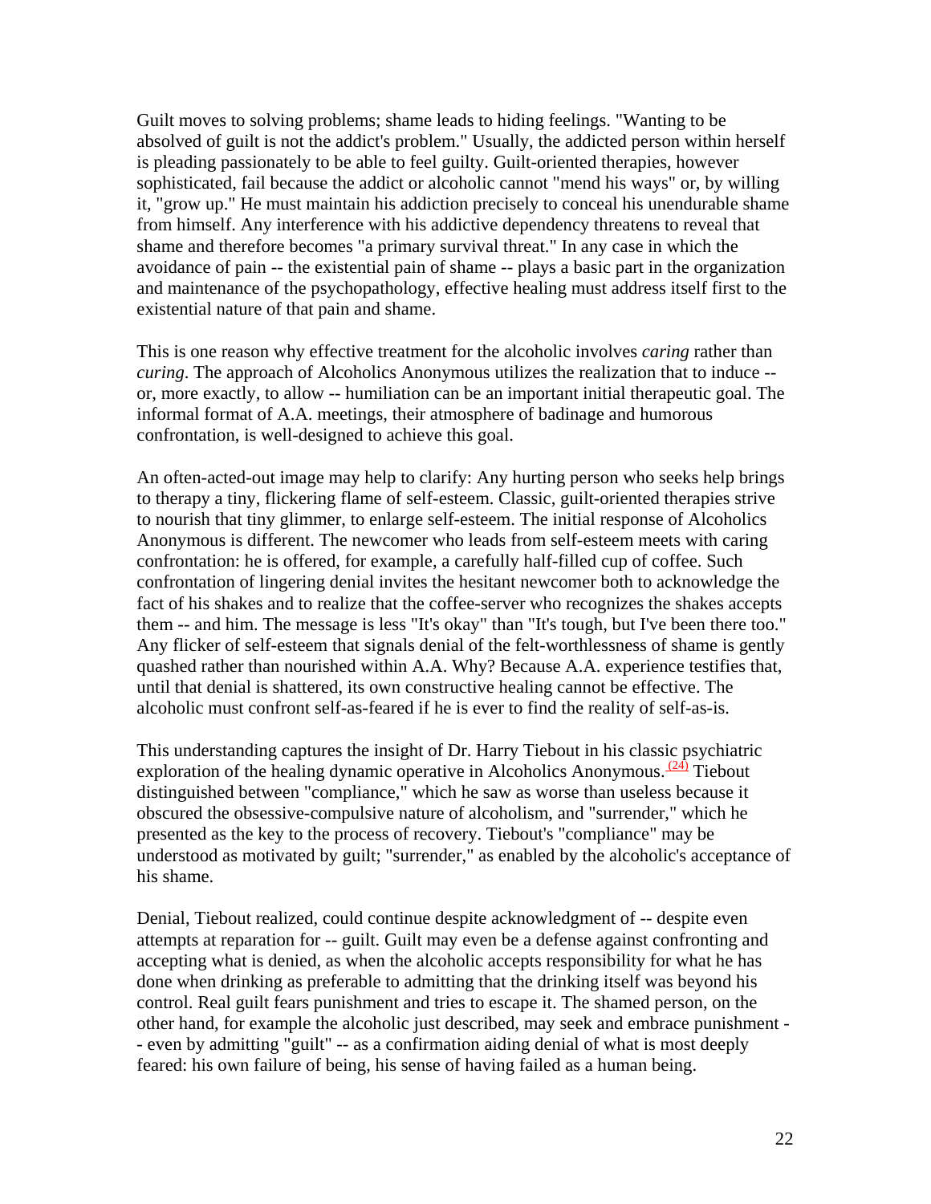Guilt moves to solving problems; shame leads to hiding feelings. "Wanting to be absolved of guilt is not the addict's problem." Usually, the addicted person within herself is pleading passionately to be able to feel guilty. Guilt-oriented therapies, however sophisticated, fail because the addict or alcoholic cannot "mend his ways" or, by willing it, "grow up." He must maintain his addiction precisely to conceal his unendurable shame from himself. Any interference with his addictive dependency threatens to reveal that shame and therefore becomes "a primary survival threat." In any case in which the avoidance of pain -- the existential pain of shame -- plays a basic part in the organization and maintenance of the psychopathology, effective healing must address itself first to the existential nature of that pain and shame.

This is one reason why effective treatment for the alcoholic involves *caring* rather than *curing*. The approach of Alcoholics Anonymous utilizes the realization that to induce -- or, more exactly, to allow -- humiliation can be an important initial therapeutic goal. The informal format of A.A. meetings, their atmosphere of badinage and humorous confrontation, is well-designed to achieve this goal.

An often-acted-out image may help to clarify: Any hurting person who seeks help brings to therapy a tiny, flickering flame of self-esteem. Classic, guilt-oriented therapies strive to nourish that tiny glimmer, to enlarge self-esteem. The initial response of Alcoholics Anonymous is different. The newcomer who leads from self-esteem meets with caring confrontation: he is offered, for example, a carefully half-filled cup of coffee. Such confrontation of lingering denial invites the hesitant newcomer both to acknowledge the fact of his shakes and to realize that the coffee-server who recognizes the shakes accepts them -- and him. The message is less "It's okay" than "It's tough, but I've been there too." Any flicker of self-esteem that signals denial of the felt-worthlessness of shame is gently quashed rather than nourished within A.A. Why? Because A.A. experience testifies that, until that denial is shattered, its own constructive healing cannot be effective. The alcoholic must confront self-as-feared if he is ever to find the reality of self-as-is.

This understanding captures the insight of Dr. Harry Tiebout in his classic psychiatric exploration of the healing dynamic operative in Alcoholics Anonymous.[(24)] Tiebout distinguished between "compliance," which he saw as worse than useless because it obscured the obsessive-compulsive nature of alcoholism, and "surrender," which he presented as the key to the process of recovery. Tiebout's "compliance" may be understood as motivated by guilt; "surrender," as enabled by the alcoholic's acceptance of his shame.

Denial, Tiebout realized, could continue despite acknowledgment of -- despite even attempts at reparation for -- guilt. Guilt may even be a defense against confronting and accepting what is denied, as when the alcoholic accepts responsibility for what he has done when drinking as preferable to admitting that the drinking itself was beyond his control. Real guilt fears punishment and tries to escape it. The shamed person, on the other hand, for example the alcoholic just described, may seek and embrace punishment -- even by admitting "guilt" -- as a confirmation aiding denial of what is most deeply feared: his own failure of being, his sense of having failed as a human being.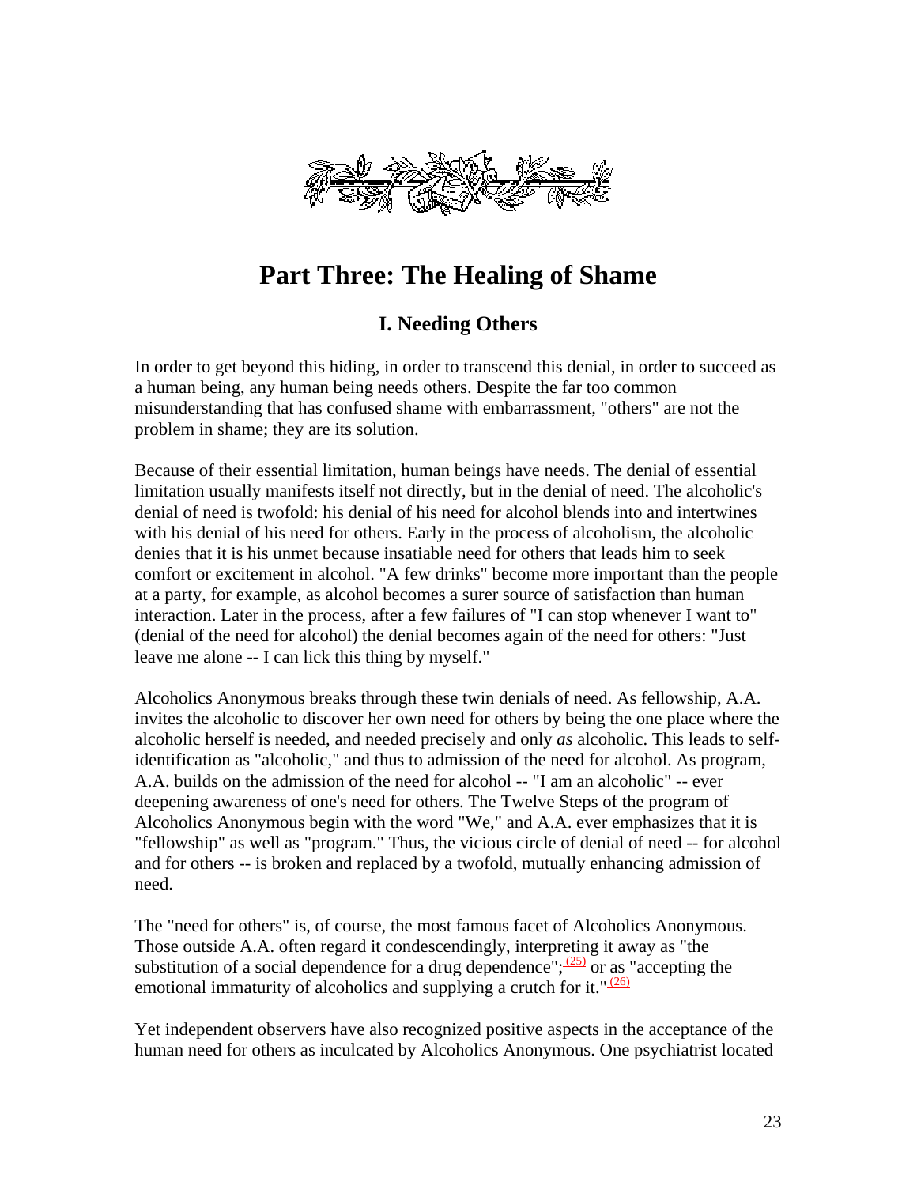# Part Three: The Healing of Shame

## I. Needing Others

In order to get beyond this hiding, in order to transcend this denial, in order to succeed as a human being, any human being needs others. Despite the far too common misunderstanding that has confused shame with embarrassment, "others" are not the problem in shame; they are its solution.

Because of their essential limitation, human beings have needs. The denial of essential limitation usually manifests itself not directly, but in the denial of need. The alcoholic's denial of need is twofold: his denial of his need for alcohol blends into and intertwines with his denial of his need for others. Early in the process of alcoholism, the alcoholic denies that it is his unmet because insatiable need for others that leads him to seek comfort or excitement in alcohol. "A few drinks" become more important than the people at a party, for example, as alcohol becomes a surer source of satisfaction than human interaction. Later in the process, after a few failures of "I can stop whenever I want to" (denial of the need for alcohol) the denial becomes again of the need for others: "Just leave me alone -- I can lick this thing by myself."

Alcoholics Anonymous breaks through these twin denials of need. As fellowship, A.A. invites the alcoholic to discover her own need for others by being the one place where the alcoholic herself is needed, and needed precisely and only *as* alcoholic. This leads to self-identification as "alcoholic," and thus to admission of the need for alcohol. As program, A.A. builds on the admission of the need for alcohol -- "I am an alcoholic" -- ever deepening awareness of one's need for others. The Twelve Steps of the program of Alcoholics Anonymous begin with the word "We," and A.A. ever emphasizes that it is "fellowship" as well as "program." Thus, the vicious circle of denial of need -- for alcohol and for others -- is broken and replaced by a twofold, mutually enhancing admission of need.

The "need for others" is, of course, the most famous facet of Alcoholics Anonymous. Those outside A.A. often regard it condescendingly, interpreting it away as "the substitution of a social dependence for a drug dependence";[(25)] or as "accepting the emotional immaturity of alcoholics and supplying a crutch for it."[(26)]

Yet independent observers have also recognized positive aspects in the acceptance of the human need for others as inculcated by Alcoholics Anonymous. One psychiatrist located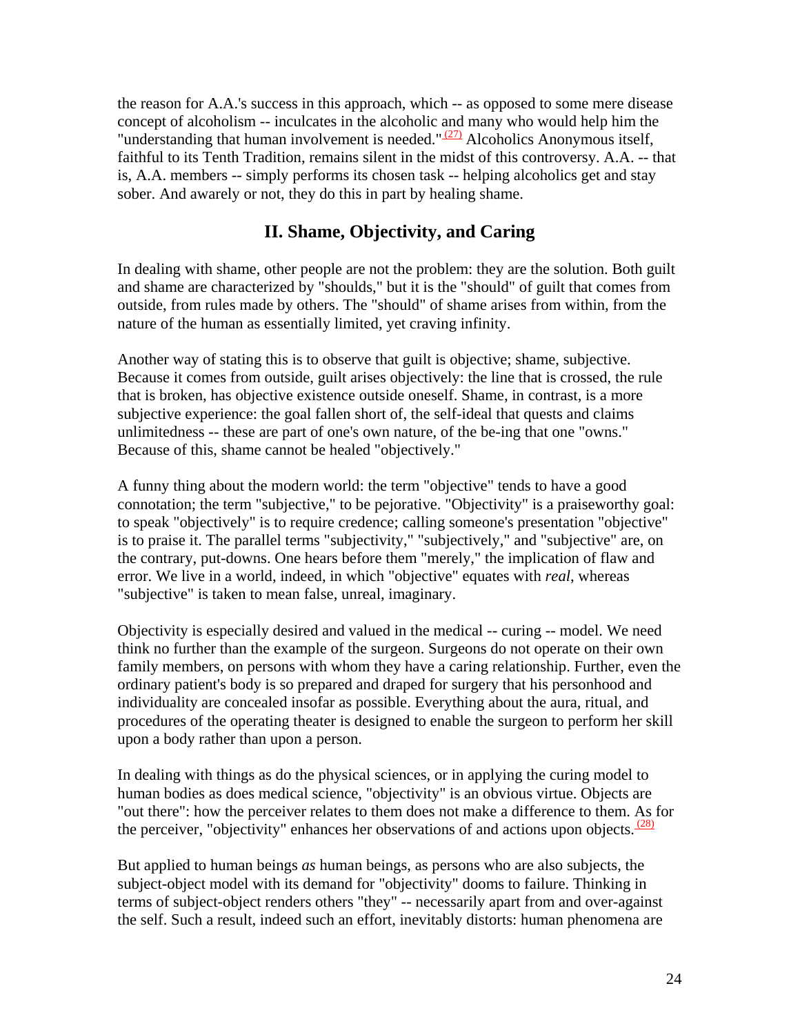the reason for A.A.'s success in this approach, which -- as opposed to some mere disease concept of alcoholism -- inculcates in the alcoholic and many who would help him the "understanding that human involvement is needed."[(27)] Alcoholics Anonymous itself, faithful to its Tenth Tradition, remains silent in the midst of this controversy. A.A. -- that is, A.A. members -- simply performs its chosen task -- helping alcoholics get and stay sober. And awarely or not, they do this in part by healing shame.

## II. Shame, Objectivity, and Caring

In dealing with shame, other people are not the problem: they are the solution. Both guilt and shame are characterized by "shoulds," but it is the "should" of guilt that comes from outside, from rules made by others. The "should" of shame arises from within, from the nature of the human as essentially limited, yet craving infinity.

Another way of stating this is to observe that guilt is objective; shame, subjective. Because it comes from outside, guilt arises objectively: the line that is crossed, the rule that is broken, has objective existence outside oneself. Shame, in contrast, is a more subjective experience: the goal fallen short of, the self-ideal that quests and claims unlimitedness -- these are part of one's own nature, of the be-ing that one "owns." Because of this, shame cannot be healed "objectively."

A funny thing about the modern world: the term "objective" tends to have a good connotation; the term "subjective," to be pejorative. "Objectivity" is a praiseworthy goal: to speak "objectively" is to require credence; calling someone's presentation "objective" is to praise it. The parallel terms "subjectivity," "subjectively," and "subjective" are, on the contrary, put-downs. One hears before them "merely," the implication of flaw and error. We live in a world, indeed, in which "objective" equates with *real*, whereas "subjective" is taken to mean false, unreal, imaginary.

Objectivity is especially desired and valued in the medical -- curing -- model. We need think no further than the example of the surgeon. Surgeons do not operate on their own family members, on persons with whom they have a caring relationship. Further, even the ordinary patient's body is so prepared and draped for surgery that his personhood and individuality are concealed insofar as possible. Everything about the aura, ritual, and procedures of the operating theater is designed to enable the surgeon to perform her skill upon a body rather than upon a person.

In dealing with things as do the physical sciences, or in applying the curing model to human bodies as does medical science, "objectivity" is an obvious virtue. Objects are "out there": how the perceiver relates to them does not make a difference to them. As for the perceiver, "objectivity" enhances her observations of and actions upon objects.[(28)]

But applied to human beings *as* human beings, as persons who are also subjects, the subject-object model with its demand for "objectivity" dooms to failure. Thinking in terms of subject-object renders others "they" -- necessarily apart from and over-against the self. Such a result, indeed such an effort, inevitably distorts: human phenomena are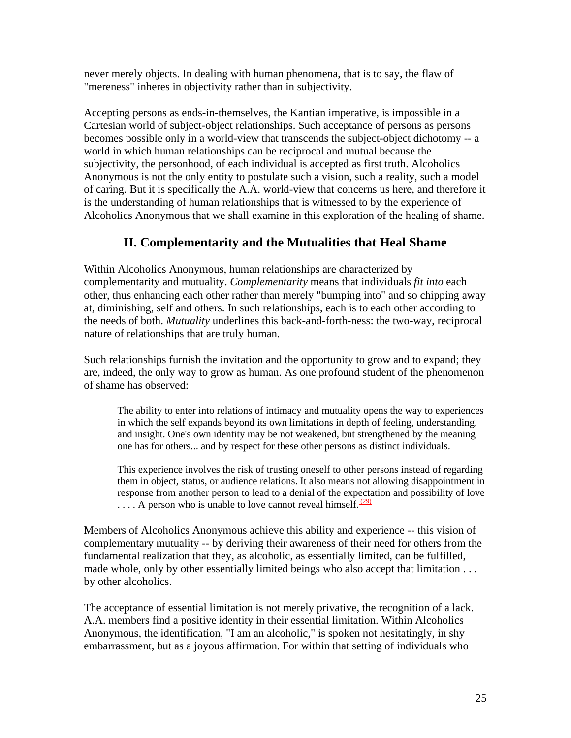never merely objects. In dealing with human phenomena, that is to say, the flaw of "mereness" inheres in objectivity rather than in subjectivity.

Accepting persons as ends-in-themselves, the Kantian imperative, is impossible in a Cartesian world of subject-object relationships. Such acceptance of persons as persons becomes possible only in a world-view that transcends the subject-object dichotomy -- a world in which human relationships can be reciprocal and mutual because the subjectivity, the personhood, of each individual is accepted as first truth. Alcoholics Anonymous is not the only entity to postulate such a vision, such a reality, such a model of caring. But it is specifically the A.A. world-view that concerns us here, and therefore it is the understanding of human relationships that is witnessed to by the experience of Alcoholics Anonymous that we shall examine in this exploration of the healing of shame.

## II. Complementarity and the Mutualities that Heal Shame

Within Alcoholics Anonymous, human relationships are characterized by complementarity and mutuality. *Complementarity* means that individuals *fit into* each other, thus enhancing each other rather than merely "bumping into" and so chipping away at, diminishing, self and others. In such relationships, each is to each other according to the needs of both. *Mutuality* underlines this back-and-forth-ness: the two-way, reciprocal nature of relationships that are truly human.

Such relationships furnish the invitation and the opportunity to grow and to expand; they are, indeed, the only way to grow as human. As one profound student of the phenomenon of shame has observed:

> The ability to enter into relations of intimacy and mutuality opens the way to experiences in which the self expands beyond its own limitations in depth of feeling, understanding, and insight. One's own identity may be not weakened, but strengthened by the meaning one has for others... and by respect for these other persons as distinct individuals.
>
> This experience involves the risk of trusting oneself to other persons instead of regarding them in object, status, or audience relations. It also means not allowing disappointment in response from another person to lead to a denial of the expectation and possibility of love . . . . A person who is unable to love cannot reveal himself.[(29)]

Members of Alcoholics Anonymous achieve this ability and experience -- this vision of complementary mutuality -- by deriving their awareness of their need for others from the fundamental realization that they, as alcoholic, as essentially limited, can be fulfilled, made whole, only by other essentially limited beings who also accept that limitation . . . by other alcoholics.

The acceptance of essential limitation is not merely privative, the recognition of a lack. A.A. members find a positive identity in their essential limitation. Within Alcoholics Anonymous, the identification, "I am an alcoholic," is spoken not hesitatingly, in shy embarrassment, but as a joyous affirmation. For within that setting of individuals who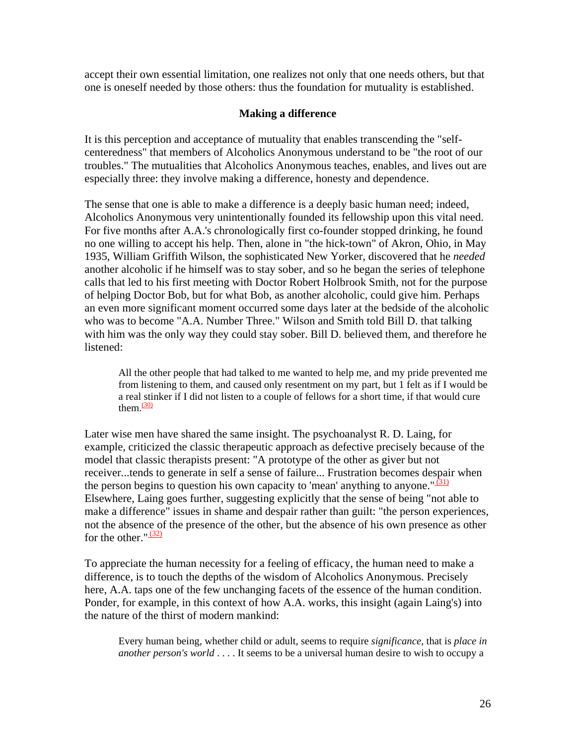accept their own essential limitation, one realizes not only that one needs others, but that one is oneself needed by those others: thus the foundation for mutuality is established.

### Making a difference

It is this perception and acceptance of mutuality that enables transcending the "self-centeredness" that members of Alcoholics Anonymous understand to be "the root of our troubles." The mutualities that Alcoholics Anonymous teaches, enables, and lives out are especially three: they involve making a difference, honesty and dependence.

The sense that one is able to make a difference is a deeply basic human need; indeed, Alcoholics Anonymous very unintentionally founded its fellowship upon this vital need. For five months after A.A.'s chronologically first co-founder stopped drinking, he found no one willing to accept his help. Then, alone in "the hick-town" of Akron, Ohio, in May 1935, William Griffith Wilson, the sophisticated New Yorker, discovered that he *needed* another alcoholic if he himself was to stay sober, and so he began the series of telephone calls that led to his first meeting with Doctor Robert Holbrook Smith, not for the purpose of helping Doctor Bob, but for what Bob, as another alcoholic, could give him. Perhaps an even more significant moment occurred some days later at the bedside of the alcoholic who was to become "A.A. Number Three." Wilson and Smith told Bill D. that talking with him was the only way they could stay sober. Bill D. believed them, and therefore he listened:

> All the other people that had talked to me wanted to help me, and my pride prevented me from listening to them, and caused only resentment on my part, but 1 felt as if I would be a real stinker if I did not listen to a couple of fellows for a short time, if that would cure them.[(30)]

Later wise men have shared the same insight. The psychoanalyst R. D. Laing, for example, criticized the classic therapeutic approach as defective precisely because of the model that classic therapists present: "A prototype of the other as giver but not receiver...tends to generate in self a sense of failure... Frustration becomes despair when the person begins to question his own capacity to 'mean' anything to anyone."[(31)] Elsewhere, Laing goes further, suggesting explicitly that the sense of being "not able to make a difference" issues in shame and despair rather than guilt: "the person experiences, not the absence of the presence of the other, but the absence of his own presence as other for the other."[(32)]

To appreciate the human necessity for a feeling of efficacy, the human need to make a difference, is to touch the depths of the wisdom of Alcoholics Anonymous. Precisely here, A.A. taps one of the few unchanging facets of the essence of the human condition. Ponder, for example, in this context of how A.A. works, this insight (again Laing's) into the nature of the thirst of modern mankind:

> Every human being, whether child or adult, seems to require *significance,* that is *place in another person's world* . . . . It seems to be a universal human desire to wish to occupy a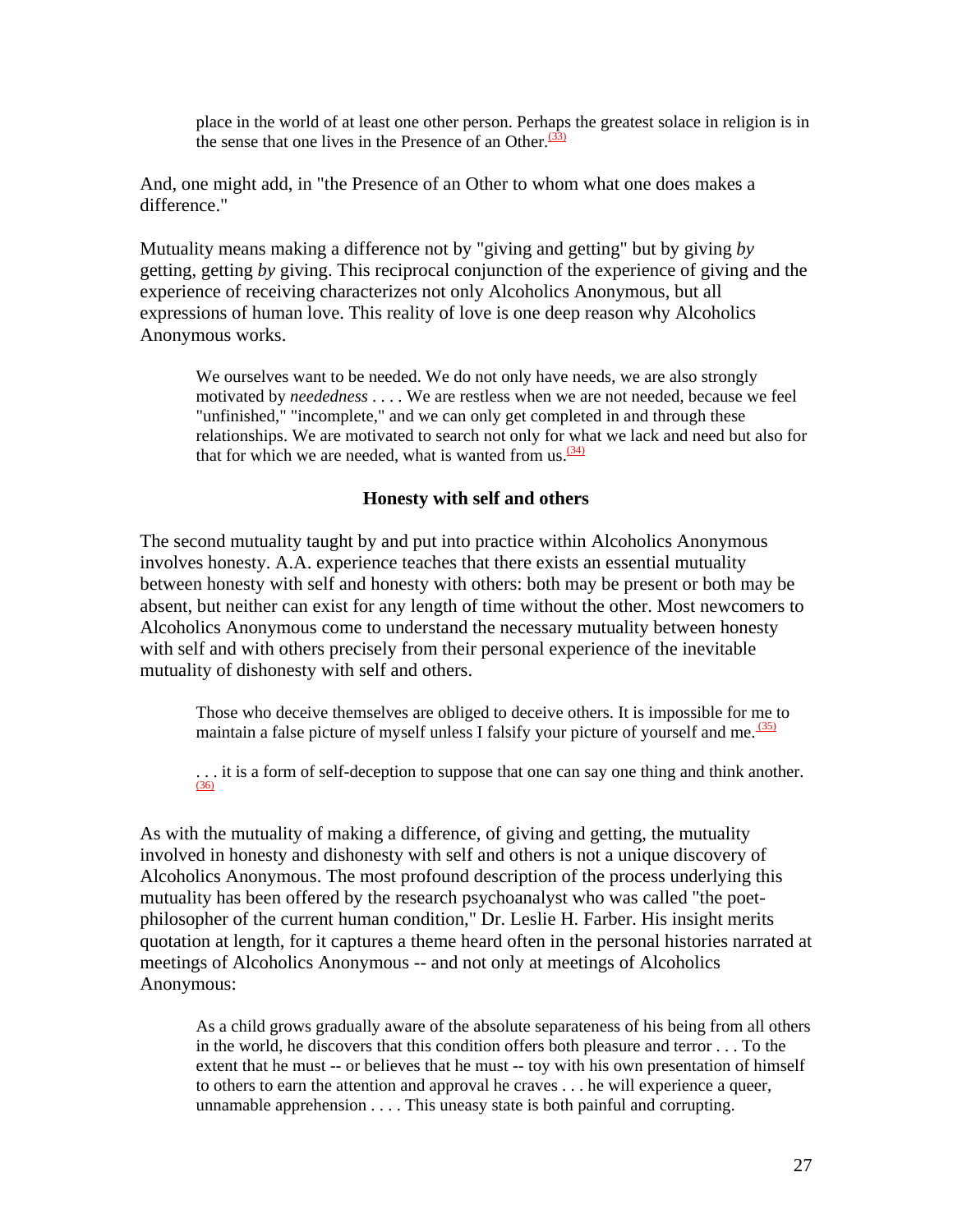> place in the world of at least one other person. Perhaps the greatest solace in religion is in the sense that one lives in the Presence of an Other.[(33)]

And, one might add, in "the Presence of an Other to whom what one does makes a difference."

Mutuality means making a difference not by "giving and getting" but by giving *by* getting, getting *by* giving. This reciprocal conjunction of the experience of giving and the experience of receiving characterizes not only Alcoholics Anonymous, but all expressions of human love. This reality of love is one deep reason why Alcoholics Anonymous works.

> We ourselves want to be needed. We do not only have needs, we are also strongly motivated by *neededness* . . . . We are restless when we are not needed, because we feel "unfinished," "incomplete," and we can only get completed in and through these relationships. We are motivated to search not only for what we lack and need but also for that for which we are needed, what is wanted from us.[(34)]

### Honesty with self and others

The second mutuality taught by and put into practice within Alcoholics Anonymous involves honesty. A.A. experience teaches that there exists an essential mutuality between honesty with self and honesty with others: both may be present or both may be absent, but neither can exist for any length of time without the other. Most newcomers to Alcoholics Anonymous come to understand the necessary mutuality between honesty with self and with others precisely from their personal experience of the inevitable mutuality of dishonesty with self and others.

> Those who deceive themselves are obliged to deceive others. It is impossible for me to maintain a false picture of myself unless I falsify your picture of yourself and me.[(35)]
>
> . . . it is a form of self-deception to suppose that one can say one thing and think another.[(36)]

As with the mutuality of making a difference, of giving and getting, the mutuality involved in honesty and dishonesty with self and others is not a unique discovery of Alcoholics Anonymous. The most profound description of the process underlying this mutuality has been offered by the research psychoanalyst who was called "the poet-philosopher of the current human condition," Dr. Leslie H. Farber. His insight merits quotation at length, for it captures a theme heard often in the personal histories narrated at meetings of Alcoholics Anonymous -- and not only at meetings of Alcoholics Anonymous:

> As a child grows gradually aware of the absolute separateness of his being from all others in the world, he discovers that this condition offers both pleasure and terror . . . To the extent that he must -- or believes that he must -- toy with his own presentation of himself to others to earn the attention and approval he craves . . . he will experience a queer, unnamable apprehension . . . . This uneasy state is both painful and corrupting.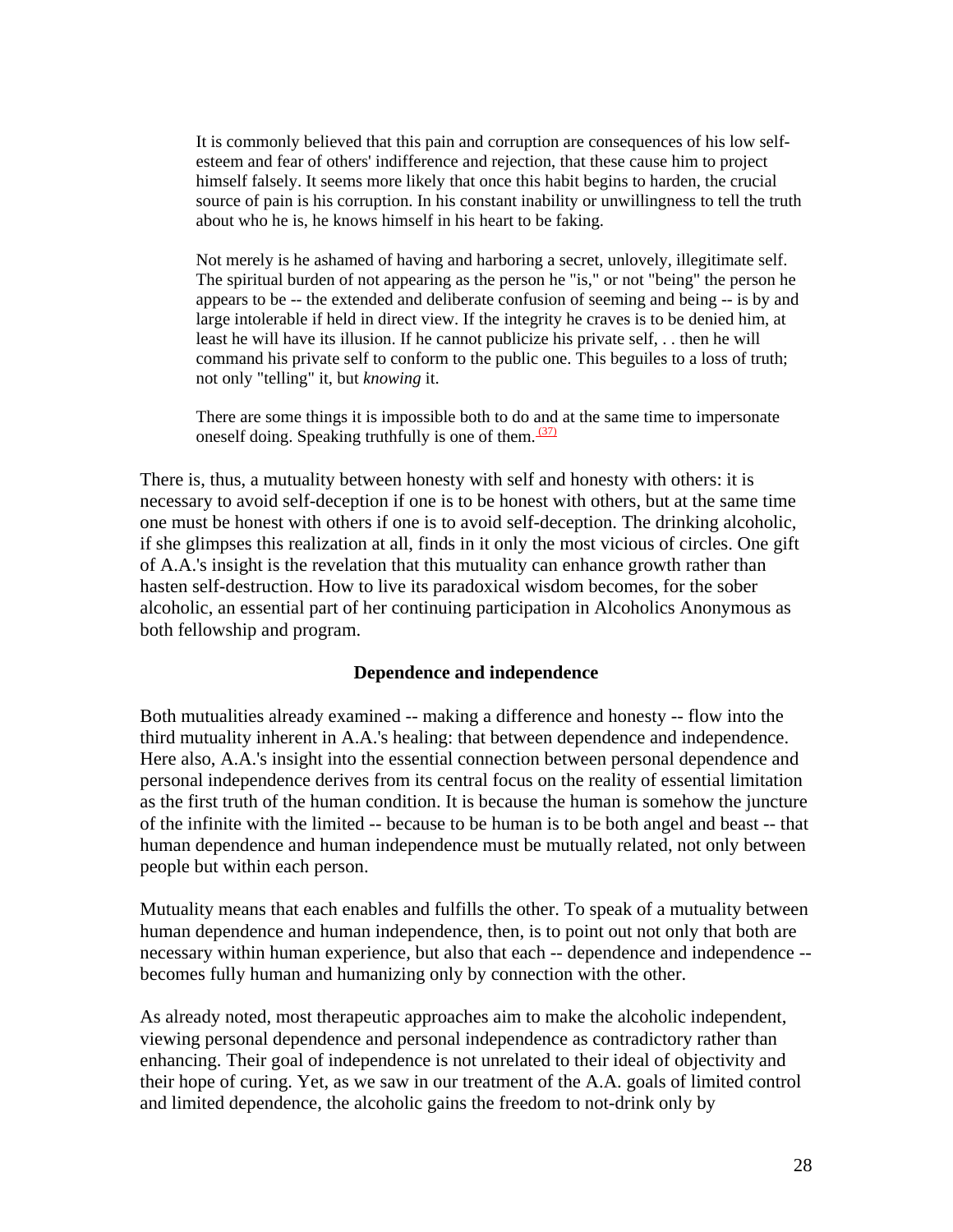> It is commonly believed that this pain and corruption are consequences of his low self-esteem and fear of others' indifference and rejection, that these cause him to project himself falsely. It seems more likely that once this habit begins to harden, the crucial source of pain is his corruption. In his constant inability or unwillingness to tell the truth about who he is, he knows himself in his heart to be faking.
>
> Not merely is he ashamed of having and harboring a secret, unlovely, illegitimate self. The spiritual burden of not appearing as the person he "is," or not "being" the person he appears to be -- the extended and deliberate confusion of seeming and being -- is by and large intolerable if held in direct view. If the integrity he craves is to be denied him, at least he will have its illusion. If he cannot publicize his private self, . . then he will command his private self to conform to the public one. This beguiles to a loss of truth; not only "telling" it, but *knowing* it.
>
> There are some things it is impossible both to do and at the same time to impersonate oneself doing. Speaking truthfully is one of them.[37]

There is, thus, a mutuality between honesty with self and honesty with others: it is necessary to avoid self-deception if one is to be honest with others, but at the same time one must be honest with others if one is to avoid self-deception. The drinking alcoholic, if she glimpses this realization at all, finds in it only the most vicious of circles. One gift of A.A.'s insight is the revelation that this mutuality can enhance growth rather than hasten self-destruction. How to live its paradoxical wisdom becomes, for the sober alcoholic, an essential part of her continuing participation in Alcoholics Anonymous as both fellowship and program.

### Dependence and independence

Both mutualities already examined -- making a difference and honesty -- flow into the third mutuality inherent in A.A.'s healing: that between dependence and independence. Here also, A.A.'s insight into the essential connection between personal dependence and personal independence derives from its central focus on the reality of essential limitation as the first truth of the human condition. It is because the human is somehow the juncture of the infinite with the limited -- because to be human is to be both angel and beast -- that human dependence and human independence must be mutually related, not only between people but within each person.

Mutuality means that each enables and fulfills the other. To speak of a mutuality between human dependence and human independence, then, is to point out not only that both are necessary within human experience, but also that each -- dependence and independence -- becomes fully human and humanizing only by connection with the other.

As already noted, most therapeutic approaches aim to make the alcoholic independent, viewing personal dependence and personal independence as contradictory rather than enhancing. Their goal of independence is not unrelated to their ideal of objectivity and their hope of curing. Yet, as we saw in our treatment of the A.A. goals of limited control and limited dependence, the alcoholic gains the freedom to not-drink only by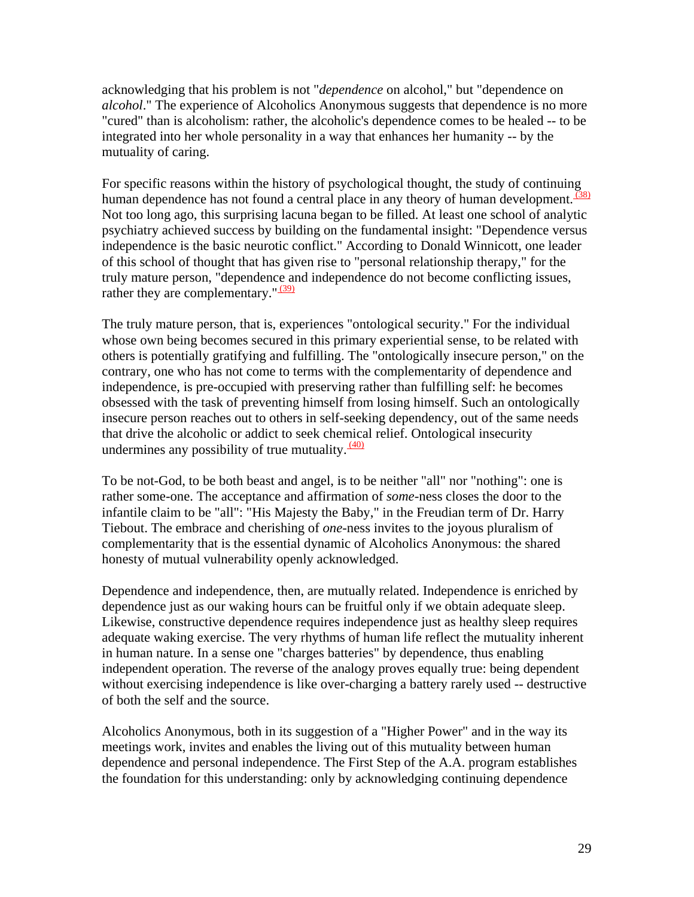acknowledging that his problem is not "*dependence* on alcohol," but "dependence on *alcohol*." The experience of Alcoholics Anonymous suggests that dependence is no more "cured" than is alcoholism: rather, the alcoholic's dependence comes to be healed -- to be integrated into her whole personality in a way that enhances her humanity -- by the mutuality of caring.

For specific reasons within the history of psychological thought, the study of continuing human dependence has not found a central place in any theory of human development.[(38)] Not too long ago, this surprising lacuna began to be filled. At least one school of analytic psychiatry achieved success by building on the fundamental insight: "Dependence versus independence is the basic neurotic conflict." According to Donald Winnicott, one leader of this school of thought that has given rise to "personal relationship therapy," for the truly mature person, "dependence and independence do not become conflicting issues, rather they are complementary."[(39)]

The truly mature person, that is, experiences "ontological security." For the individual whose own being becomes secured in this primary experiential sense, to be related with others is potentially gratifying and fulfilling. The "ontologically insecure person," on the contrary, one who has not come to terms with the complementarity of dependence and independence, is pre-occupied with preserving rather than fulfilling self: he becomes obsessed with the task of preventing himself from losing himself. Such an ontologically insecure person reaches out to others in self-seeking dependency, out of the same needs that drive the alcoholic or addict to seek chemical relief. Ontological insecurity undermines any possibility of true mutuality.[(40)]

To be not-God, to be both beast and angel, is to be neither "all" nor "nothing": one is rather some-one. The acceptance and affirmation of *some*-ness closes the door to the infantile claim to be "all": "His Majesty the Baby," in the Freudian term of Dr. Harry Tiebout. The embrace and cherishing of *one*-ness invites to the joyous pluralism of complementarity that is the essential dynamic of Alcoholics Anonymous: the shared honesty of mutual vulnerability openly acknowledged.

Dependence and independence, then, are mutually related. Independence is enriched by dependence just as our waking hours can be fruitful only if we obtain adequate sleep. Likewise, constructive dependence requires independence just as healthy sleep requires adequate waking exercise. The very rhythms of human life reflect the mutuality inherent in human nature. In a sense one "charges batteries" by dependence, thus enabling independent operation. The reverse of the analogy proves equally true: being dependent without exercising independence is like over-charging a battery rarely used -- destructive of both the self and the source.

Alcoholics Anonymous, both in its suggestion of a "Higher Power" and in the way its meetings work, invites and enables the living out of this mutuality between human dependence and personal independence. The First Step of the A.A. program establishes the foundation for this understanding: only by acknowledging continuing dependence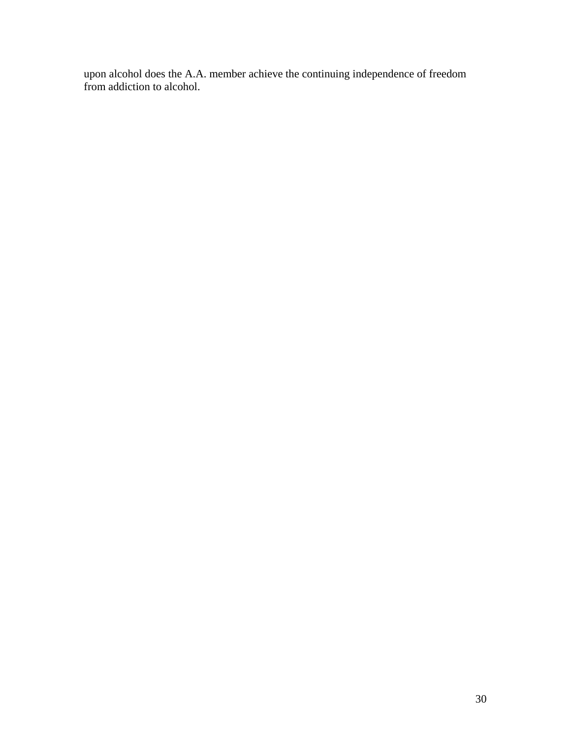upon alcohol does the A.A. member achieve the continuing independence of freedom from addiction to alcohol.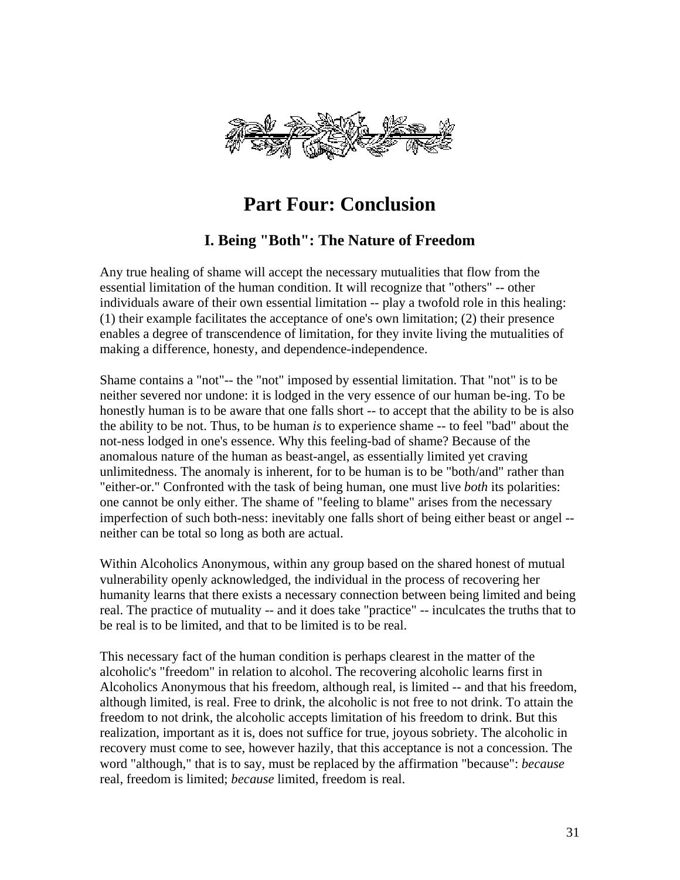# Part Four: Conclusion

## I. Being "Both": The Nature of Freedom

Any true healing of shame will accept the necessary mutualities that flow from the essential limitation of the human condition. It will recognize that "others" -- other individuals aware of their own essential limitation -- play a twofold role in this healing: (1) their example facilitates the acceptance of one's own limitation; (2) their presence enables a degree of transcendence of limitation, for they invite living the mutualities of making a difference, honesty, and dependence-independence.

Shame contains a "not"-- the "not" imposed by essential limitation. That "not" is to be neither severed nor undone: it is lodged in the very essence of our human be-ing. To be honestly human is to be aware that one falls short -- to accept that the ability to be is also the ability to be not. Thus, to be human *is* to experience shame -- to feel "bad" about the not-ness lodged in one's essence. Why this feeling-bad of shame? Because of the anomalous nature of the human as beast-angel, as essentially limited yet craving unlimitedness. The anomaly is inherent, for to be human is to be "both/and" rather than "either-or." Confronted with the task of being human, one must live *both* its polarities: one cannot be only either. The shame of "feeling to blame" arises from the necessary imperfection of such both-ness: inevitably one falls short of being either beast or angel -- neither can be total so long as both are actual.

Within Alcoholics Anonymous, within any group based on the shared honest of mutual vulnerability openly acknowledged, the individual in the process of recovering her humanity learns that there exists a necessary connection between being limited and being real. The practice of mutuality -- and it does take "practice" -- inculcates the truths that to be real is to be limited, and that to be limited is to be real.

This necessary fact of the human condition is perhaps clearest in the matter of the alcoholic's "freedom" in relation to alcohol. The recovering alcoholic learns first in Alcoholics Anonymous that his freedom, although real, is limited -- and that his freedom, although limited, is real. Free to drink, the alcoholic is not free to not drink. To attain the freedom to not drink, the alcoholic accepts limitation of his freedom to drink. But this realization, important as it is, does not suffice for true, joyous sobriety. The alcoholic in recovery must come to see, however hazily, that this acceptance is not a concession. The word "although," that is to say, must be replaced by the affirmation "because": *because* real, freedom is limited; *because* limited, freedom is real.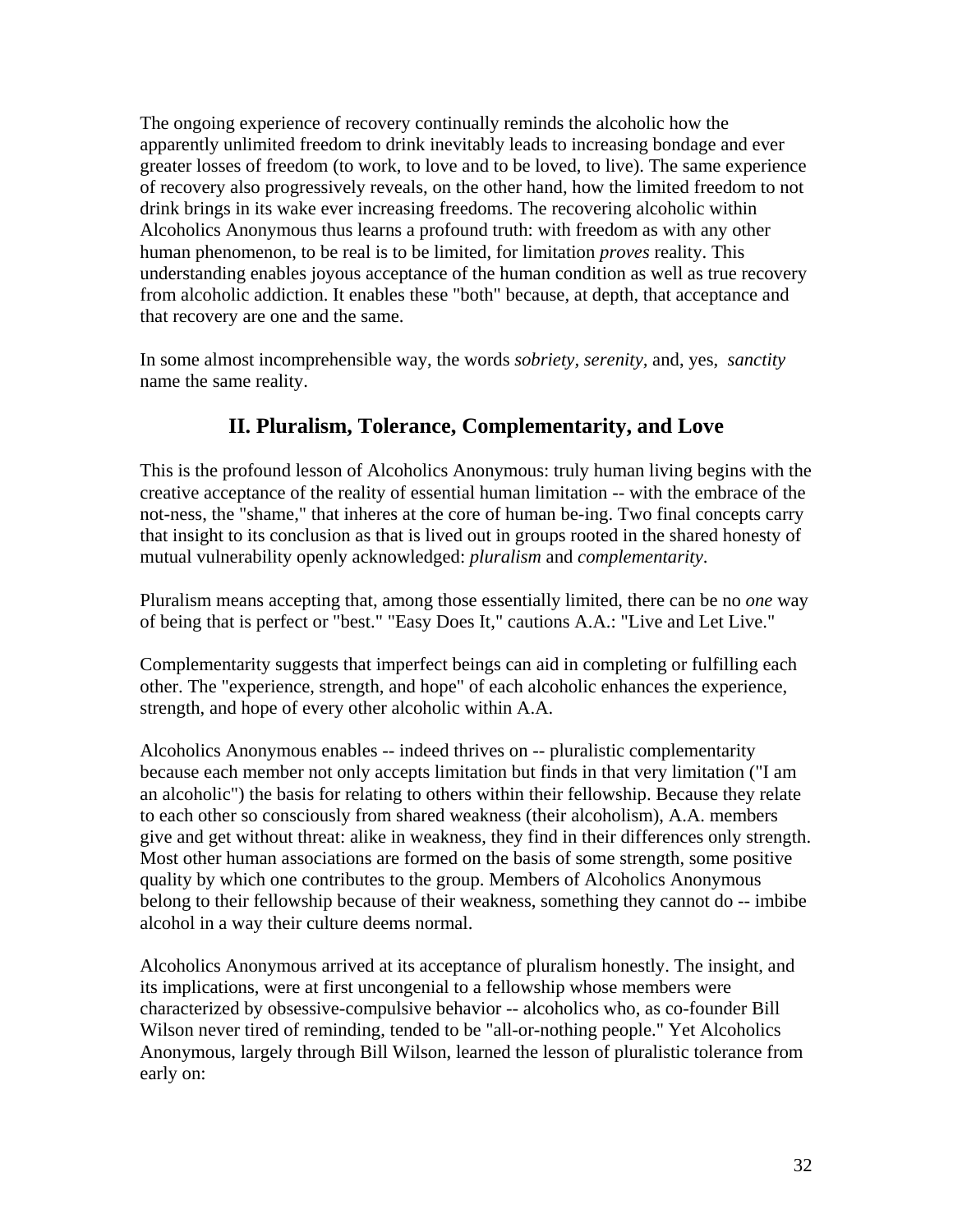The ongoing experience of recovery continually reminds the alcoholic how the apparently unlimited freedom to drink inevitably leads to increasing bondage and ever greater losses of freedom (to work, to love and to be loved, to live). The same experience of recovery also progressively reveals, on the other hand, how the limited freedom to not drink brings in its wake ever increasing freedoms. The recovering alcoholic within Alcoholics Anonymous thus learns a profound truth: with freedom as with any other human phenomenon, to be real is to be limited, for limitation *proves* reality. This understanding enables joyous acceptance of the human condition as well as true recovery from alcoholic addiction. It enables these "both" because, at depth, that acceptance and that recovery are one and the same.

In some almost incomprehensible way, the words *sobriety*, *serenity*, and, yes, *sanctity* name the same reality.

## II. Pluralism, Tolerance, Complementarity, and Love

This is the profound lesson of Alcoholics Anonymous: truly human living begins with the creative acceptance of the reality of essential human limitation -- with the embrace of the not-ness, the "shame," that inheres at the core of human be-ing. Two final concepts carry that insight to its conclusion as that is lived out in groups rooted in the shared honesty of mutual vulnerability openly acknowledged: *pluralism* and *complementarity*.

Pluralism means accepting that, among those essentially limited, there can be no *one* way of being that is perfect or "best." "Easy Does It," cautions A.A.: "Live and Let Live."

Complementarity suggests that imperfect beings can aid in completing or fulfilling each other. The "experience, strength, and hope" of each alcoholic enhances the experience, strength, and hope of every other alcoholic within A.A.

Alcoholics Anonymous enables -- indeed thrives on -- pluralistic complementarity because each member not only accepts limitation but finds in that very limitation ("I am an alcoholic") the basis for relating to others within their fellowship. Because they relate to each other so consciously from shared weakness (their alcoholism), A.A. members give and get without threat: alike in weakness, they find in their differences only strength. Most other human associations are formed on the basis of some strength, some positive quality by which one contributes to the group. Members of Alcoholics Anonymous belong to their fellowship because of their weakness, something they cannot do -- imbibe alcohol in a way their culture deems normal.

Alcoholics Anonymous arrived at its acceptance of pluralism honestly. The insight, and its implications, were at first uncongenial to a fellowship whose members were characterized by obsessive-compulsive behavior -- alcoholics who, as co-founder Bill Wilson never tired of reminding, tended to be "all-or-nothing people." Yet Alcoholics Anonymous, largely through Bill Wilson, learned the lesson of pluralistic tolerance from early on: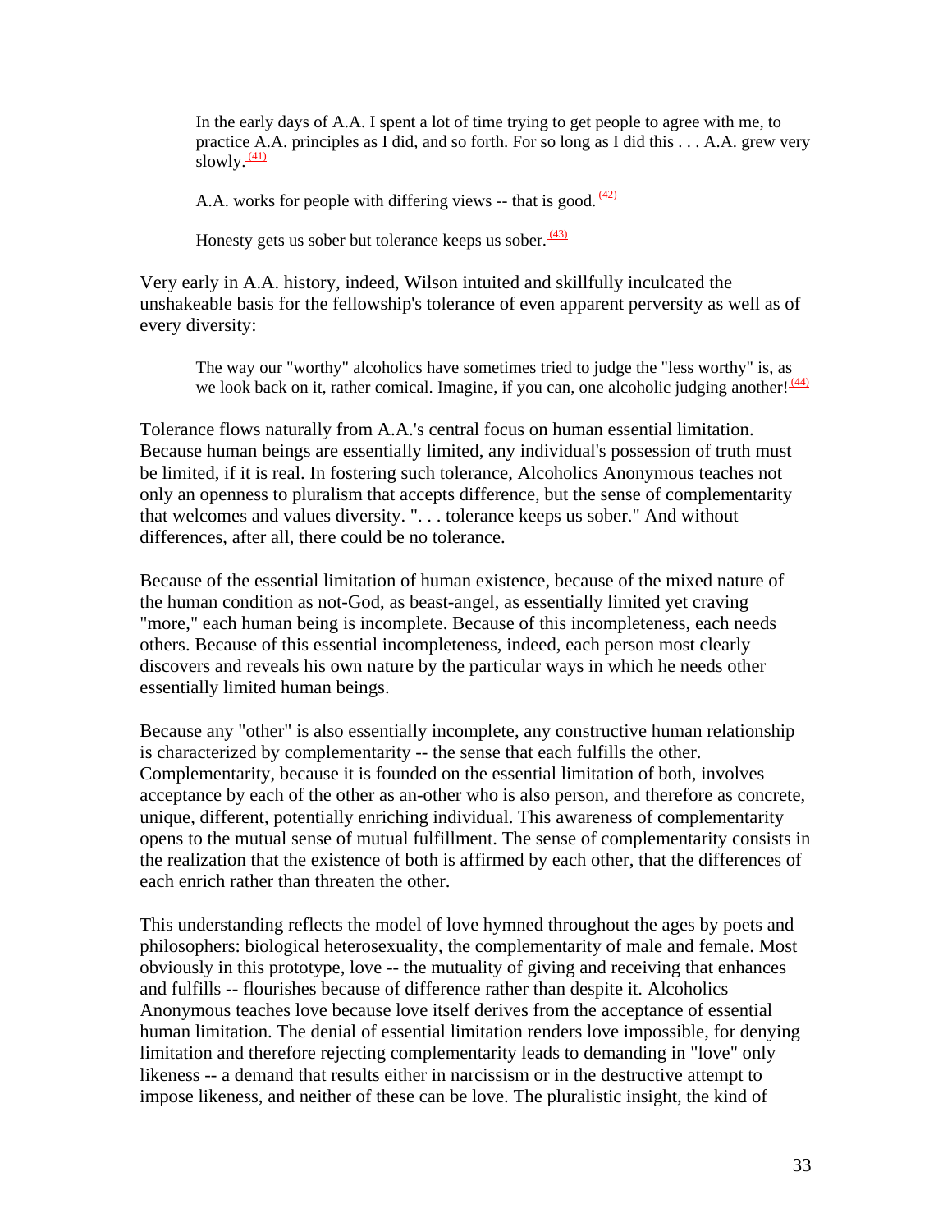> In the early days of A.A. I spent a lot of time trying to get people to agree with me, to practice A.A. principles as I did, and so forth. For so long as I did this . . . A.A. grew very slowly.[(41)]
>
> A.A. works for people with differing views -- that is good.[(42)]
>
> Honesty gets us sober but tolerance keeps us sober.[(43)]

Very early in A.A. history, indeed, Wilson intuited and skillfully inculcated the unshakeable basis for the fellowship's tolerance of even apparent perversity as well as of every diversity:

> The way our "worthy" alcoholics have sometimes tried to judge the "less worthy" is, as we look back on it, rather comical. Imagine, if you can, one alcoholic judging another![(44)]

Tolerance flows naturally from A.A.'s central focus on human essential limitation. Because human beings are essentially limited, any individual's possession of truth must be limited, if it is real. In fostering such tolerance, Alcoholics Anonymous teaches not only an openness to pluralism that accepts difference, but the sense of complementarity that welcomes and values diversity. ". . . tolerance keeps us sober." And without differences, after all, there could be no tolerance.

Because of the essential limitation of human existence, because of the mixed nature of the human condition as not-God, as beast-angel, as essentially limited yet craving "more," each human being is incomplete. Because of this incompleteness, each needs others. Because of this essential incompleteness, indeed, each person most clearly discovers and reveals his own nature by the particular ways in which he needs other essentially limited human beings.

Because any "other" is also essentially incomplete, any constructive human relationship is characterized by complementarity -- the sense that each fulfills the other. Complementarity, because it is founded on the essential limitation of both, involves acceptance by each of the other as an-other who is also person, and therefore as concrete, unique, different, potentially enriching individual. This awareness of complementarity opens to the mutual sense of mutual fulfillment. The sense of complementarity consists in the realization that the existence of both is affirmed by each other, that the differences of each enrich rather than threaten the other.

This understanding reflects the model of love hymned throughout the ages by poets and philosophers: biological heterosexuality, the complementarity of male and female. Most obviously in this prototype, love -- the mutuality of giving and receiving that enhances and fulfills -- flourishes because of difference rather than despite it. Alcoholics Anonymous teaches love because love itself derives from the acceptance of essential human limitation. The denial of essential limitation renders love impossible, for denying limitation and therefore rejecting complementarity leads to demanding in "love" only likeness -- a demand that results either in narcissism or in the destructive attempt to impose likeness, and neither of these can be love. The pluralistic insight, the kind of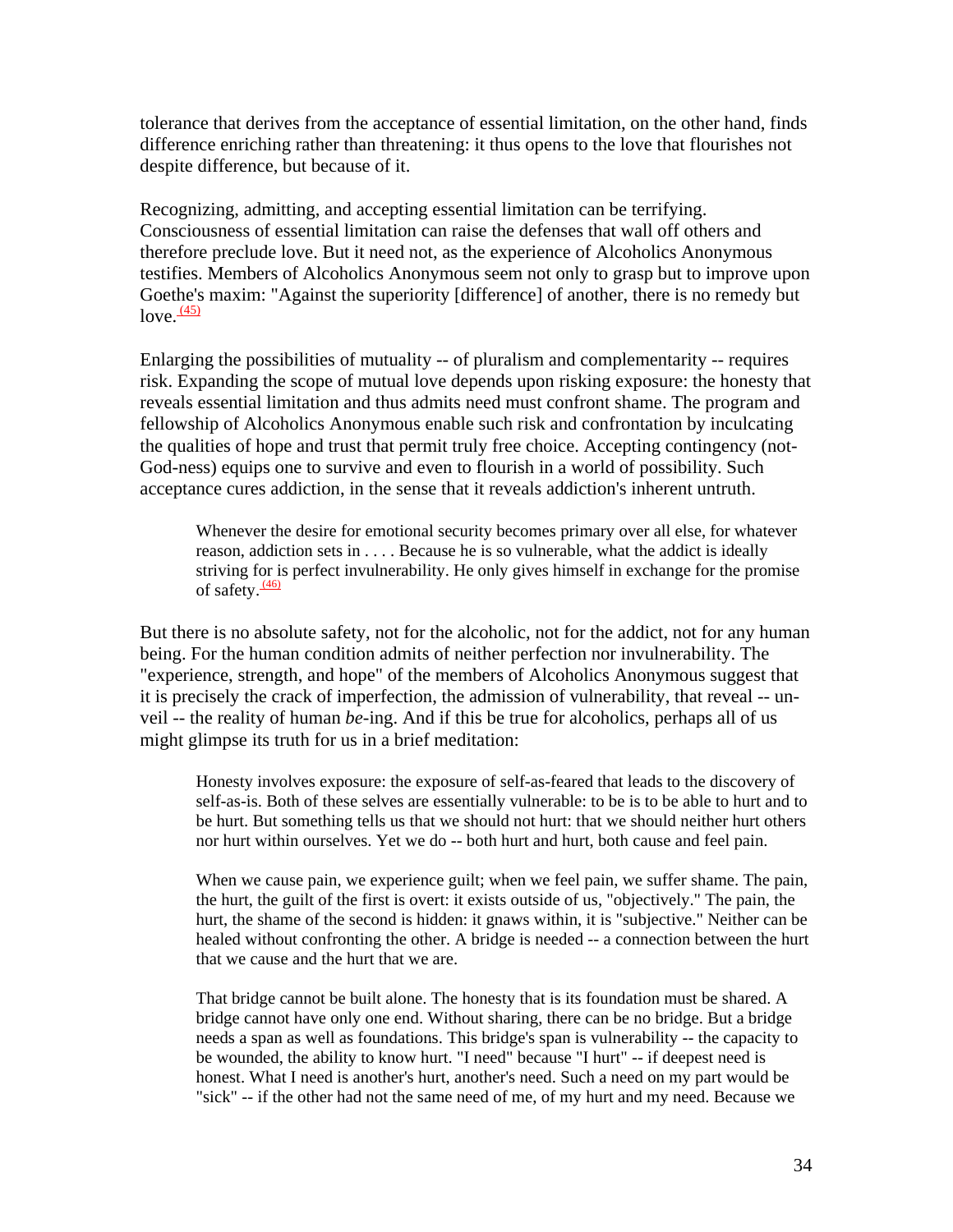tolerance that derives from the acceptance of essential limitation, on the other hand, finds difference enriching rather than threatening: it thus opens to the love that flourishes not despite difference, but because of it.

Recognizing, admitting, and accepting essential limitation can be terrifying. Consciousness of essential limitation can raise the defenses that wall off others and therefore preclude love. But it need not, as the experience of Alcoholics Anonymous testifies. Members of Alcoholics Anonymous seem not only to grasp but to improve upon Goethe's maxim: "Against the superiority [difference] of another, there is no remedy but love.[(45)]

Enlarging the possibilities of mutuality -- of pluralism and complementarity -- requires risk. Expanding the scope of mutual love depends upon risking exposure: the honesty that reveals essential limitation and thus admits need must confront shame. The program and fellowship of Alcoholics Anonymous enable such risk and confrontation by inculcating the qualities of hope and trust that permit truly free choice. Accepting contingency (not-God-ness) equips one to survive and even to flourish in a world of possibility. Such acceptance cures addiction, in the sense that it reveals addiction's inherent untruth.

> Whenever the desire for emotional security becomes primary over all else, for whatever reason, addiction sets in . . . . Because he is so vulnerable, what the addict is ideally striving for is perfect invulnerability. He only gives himself in exchange for the promise of safety.[(46)]

But there is no absolute safety, not for the alcoholic, not for the addict, not for any human being. For the human condition admits of neither perfection nor invulnerability. The "experience, strength, and hope" of the members of Alcoholics Anonymous suggest that it is precisely the crack of imperfection, the admission of vulnerability, that reveal -- un-veil -- the reality of human *be*-ing. And if this be true for alcoholics, perhaps all of us might glimpse its truth for us in a brief meditation:

> Honesty involves exposure: the exposure of self-as-feared that leads to the discovery of self-as-is. Both of these selves are essentially vulnerable: to be is to be able to hurt and to be hurt. But something tells us that we should not hurt: that we should neither hurt others nor hurt within ourselves. Yet we do -- both hurt and hurt, both cause and feel pain.
>
> When we cause pain, we experience guilt; when we feel pain, we suffer shame. The pain, the hurt, the guilt of the first is overt: it exists outside of us, "objectively." The pain, the hurt, the shame of the second is hidden: it gnaws within, it is "subjective." Neither can be healed without confronting the other. A bridge is needed -- a connection between the hurt that we cause and the hurt that we are.
>
> That bridge cannot be built alone. The honesty that is its foundation must be shared. A bridge cannot have only one end. Without sharing, there can be no bridge. But a bridge needs a span as well as foundations. This bridge's span is vulnerability -- the capacity to be wounded, the ability to know hurt. "I need" because "I hurt" -- if deepest need is honest. What I need is another's hurt, another's need. Such a need on my part would be "sick" -- if the other had not the same need of me, of my hurt and my need. Because we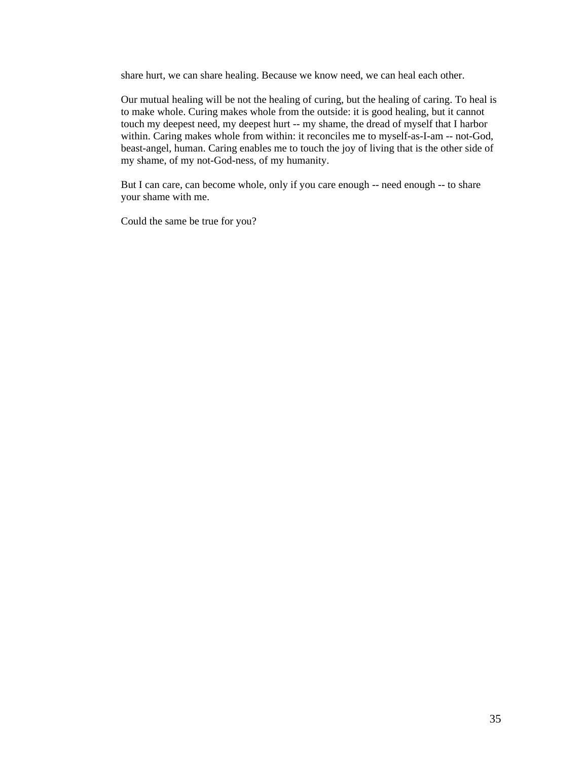share hurt, we can share healing. Because we know need, we can heal each other.

Our mutual healing will be not the healing of curing, but the healing of caring. To heal is to make whole. Curing makes whole from the outside: it is good healing, but it cannot touch my deepest need, my deepest hurt -- my shame, the dread of myself that I harbor within. Caring makes whole from within: it reconciles me to myself-as-I-am -- not-God, beast-angel, human. Caring enables me to touch the joy of living that is the other side of my shame, of my not-God-ness, of my humanity.

But I can care, can become whole, only if you care enough -- need enough -- to share your shame with me.

Could the same be true for you?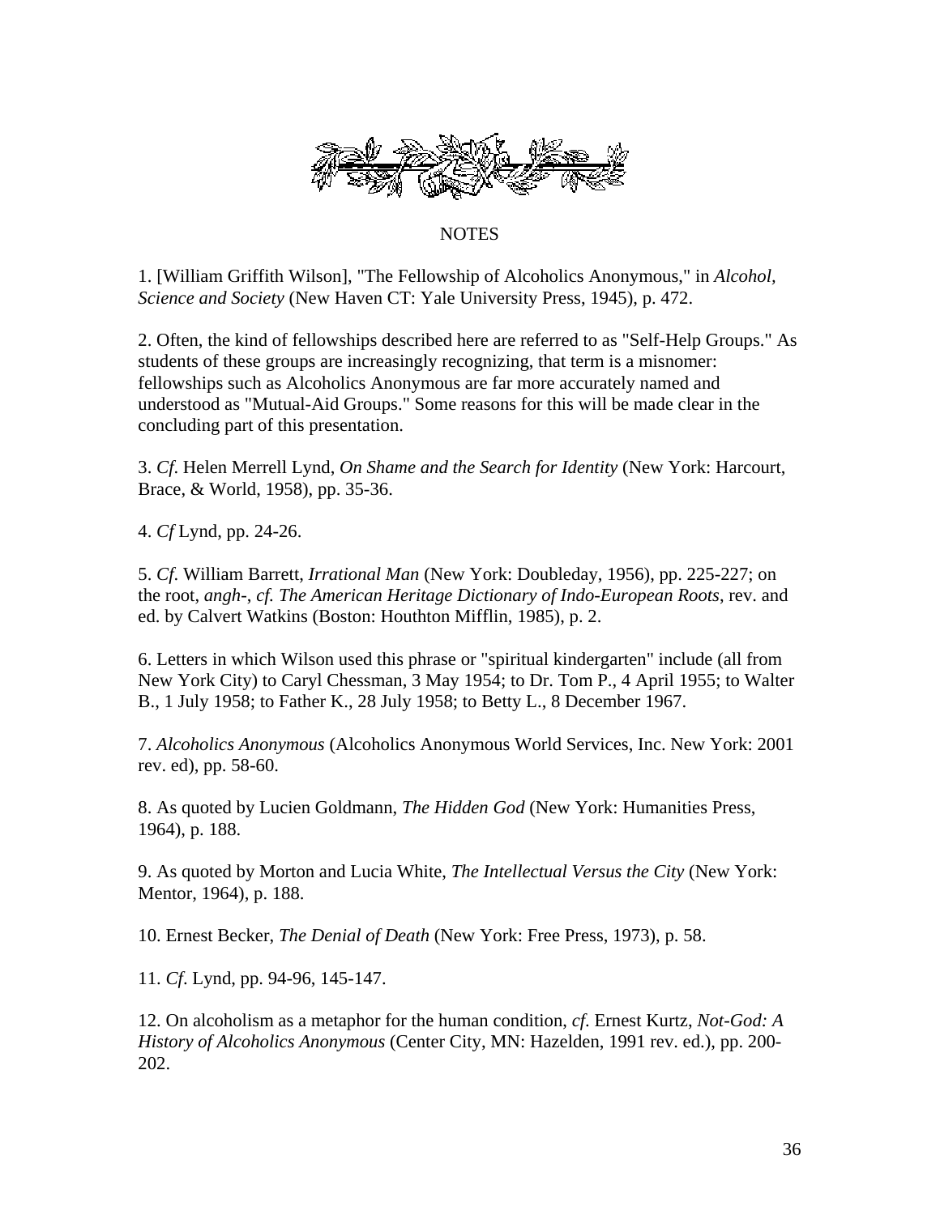# NOTES

1. [William Griffith Wilson], "The Fellowship of Alcoholics Anonymous," in *Alcohol, Science and Society* (New Haven CT: Yale University Press, 1945), p. 472.

2. Often, the kind of fellowships described here are referred to as "Self-Help Groups." As students of these groups are increasingly recognizing, that term is a misnomer: fellowships such as Alcoholics Anonymous are far more accurately named and understood as "Mutual-Aid Groups." Some reasons for this will be made clear in the concluding part of this presentation.

3. *Cf*. Helen Merrell Lynd, *On Shame and the Search for Identity* (New York: Harcourt, Brace, & World, 1958), pp. 35-36.

4. *Cf* Lynd, pp. 24-26.

5. *Cf*. William Barrett, *Irrational Man* (New York: Doubleday, 1956), pp. 225-227; on the root, *angh-*, *cf. The American Heritage Dictionary of Indo-European Roots*, rev. and ed. by Calvert Watkins (Boston: Houthton Mifflin, 1985), p. 2.

6. Letters in which Wilson used this phrase or "spiritual kindergarten" include (all from New York City) to Caryl Chessman, 3 May 1954; to Dr. Tom P., 4 April 1955; to Walter B., 1 July 1958; to Father K., 28 July 1958; to Betty L., 8 December 1967.

7. *Alcoholics Anonymous* (Alcoholics Anonymous World Services, Inc. New York: 2001 rev. ed), pp. 58-60.

8. As quoted by Lucien Goldmann, *The Hidden God* (New York: Humanities Press, 1964), p. 188.

9. As quoted by Morton and Lucia White, *The Intellectual Versus the City* (New York: Mentor, 1964), p. 188.

10. Ernest Becker, *The Denial of Death* (New York: Free Press, 1973), p. 58.

11. *Cf*. Lynd, pp. 94-96, 145-147.

12. On alcoholism as a metaphor for the human condition, *cf*. Ernest Kurtz, *Not-God: A History of Alcoholics Anonymous* (Center City, MN: Hazelden, 1991 rev. ed.), pp. 200-202.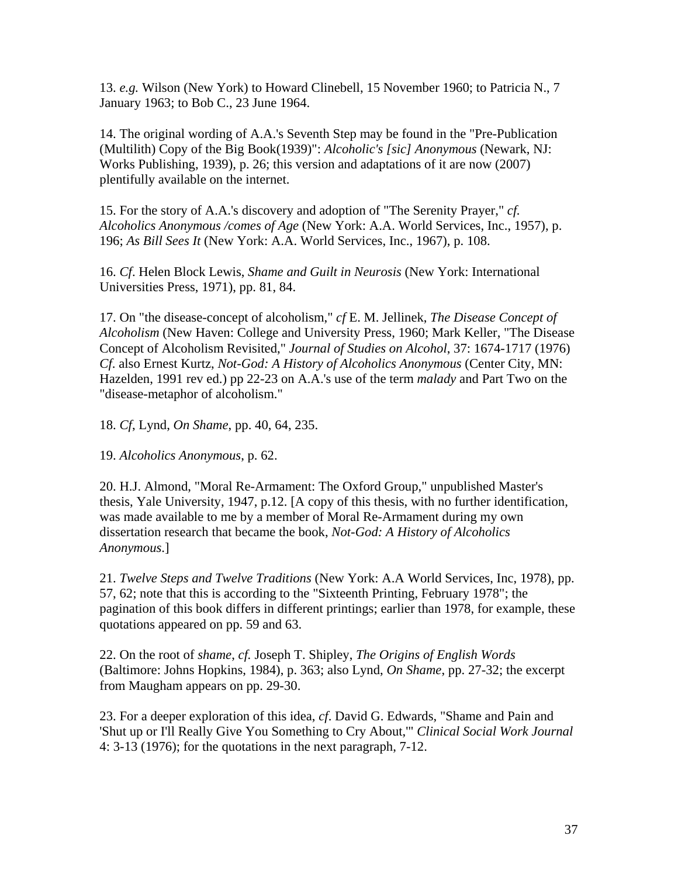13. *e.g.* Wilson (New York) to Howard Clinebell, 15 November 1960; to Patricia N., 7 January 1963; to Bob C., 23 June 1964.

14. The original wording of A.A.'s Seventh Step may be found in the "Pre-Publication (Multilith) Copy of the Big Book(1939)": *Alcoholic's [sic] Anonymous* (Newark, NJ: Works Publishing, 1939), p. 26; this version and adaptations of it are now (2007) plentifully available on the internet.

15. For the story of A.A.'s discovery and adoption of "The Serenity Prayer," *cf. Alcoholics Anonymous /comes of Age* (New York: A.A. World Services, Inc., 1957), p. 196; *As Bill Sees It* (New York: A.A. World Services, Inc., 1967), p. 108.

16. *Cf*. Helen Block Lewis, *Shame and Guilt in Neurosis* (New York: International Universities Press, 1971), pp. 81, 84.

17. On "the disease-concept of alcoholism," *cf* E. M. Jellinek, *The Disease Concept of Alcoholism* (New Haven: College and University Press, 1960; Mark Keller, "The Disease Concept of Alcoholism Revisited," *Journal of Studies on Alcohol*, 37: 1674-1717 (1976) *Cf*. also Ernest Kurtz, *Not-God: A History of Alcoholics Anonymous* (Center City, MN: Hazelden, 1991 rev ed.) pp 22-23 on A.A.'s use of the term *malady* and Part Two on the "disease-metaphor of alcoholism."

18. *Cf*, Lynd, *On Shame*, pp. 40, 64, 235.

19. *Alcoholics Anonymous*, p. 62.

20. H.J. Almond, "Moral Re-Armament: The Oxford Group," unpublished Master's thesis, Yale University, 1947, p.12. [A copy of this thesis, with no further identification, was made available to me by a member of Moral Re-Armament during my own dissertation research that became the book, *Not-God: A History of Alcoholics Anonymous*.]

21. *Twelve Steps and Twelve Traditions* (New York: A.A World Services, Inc, 1978), pp. 57, 62; note that this is according to the "Sixteenth Printing, February 1978"; the pagination of this book differs in different printings; earlier than 1978, for example, these quotations appeared on pp. 59 and 63.

22. On the root of *shame*, *cf.* Joseph T. Shipley, *The Origins of English Words* (Baltimore: Johns Hopkins, 1984), p. 363; also Lynd, *On Shame*, pp. 27-32; the excerpt from Maugham appears on pp. 29-30.

23. For a deeper exploration of this idea, *cf.* David G. Edwards, "Shame and Pain and 'Shut up or I'll Really Give You Something to Cry About,'" *Clinical Social Work Journal* 4: 3-13 (1976); for the quotations in the next paragraph, 7-12.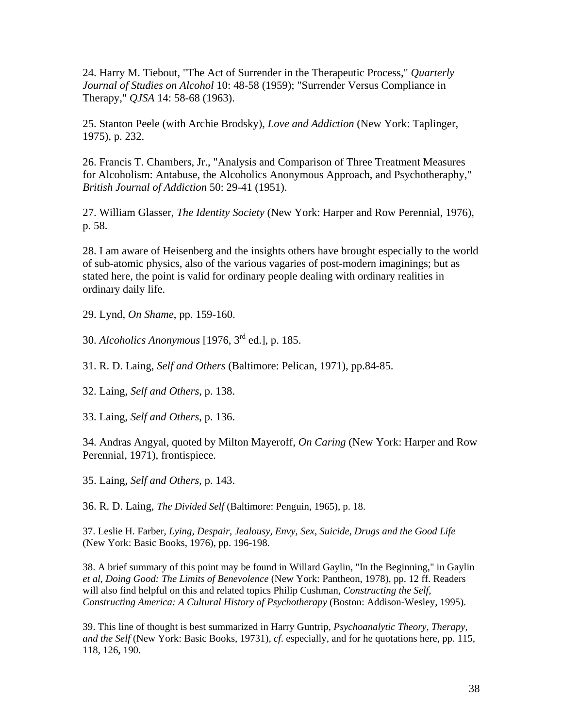24. Harry M. Tiebout, "The Act of Surrender in the Therapeutic Process," *Quarterly Journal of Studies on Alcohol* 10: 48-58 (1959); "Surrender Versus Compliance in Therapy," *QJSA* 14: 58-68 (1963).

25. Stanton Peele (with Archie Brodsky), *Love and Addiction* (New York: Taplinger, 1975), p. 232.

26. Francis T. Chambers, Jr., "Analysis and Comparison of Three Treatment Measures for Alcoholism: Antabuse, the Alcoholics Anonymous Approach, and Psychotheraphy," *British Journal of Addiction* 50: 29-41 (1951).

27. William Glasser, *The Identity Society* (New York: Harper and Row Perennial, 1976), p. 58.

28. I am aware of Heisenberg and the insights others have brought especially to the world of sub-atomic physics, also of the various vagaries of post-modern imaginings; but as stated here, the point is valid for ordinary people dealing with ordinary realities in ordinary daily life.

29. Lynd, *On Shame*, pp. 159-160.

30. *Alcoholics Anonymous* [1976, 3rd ed.], p. 185.

31. R. D. Laing, *Self and Others* (Baltimore: Pelican, 1971), pp.84-85.

32. Laing, *Self and Others*, p. 138.

33. Laing, *Self and Others*, p. 136.

34. Andras Angyal, quoted by Milton Mayeroff, *On Caring* (New York: Harper and Row Perennial, 1971), frontispiece.

35. Laing, *Self and Others*, p. 143.

36. R. D. Laing, *The Divided Self* (Baltimore: Penguin, 1965), p. 18.

37. Leslie H. Farber, *Lying, Despair, Jealousy, Envy, Sex, Suicide, Drugs and the Good Life* (New York: Basic Books, 1976), pp. 196-198.

38. A brief summary of this point may be found in Willard Gaylin, "In the Beginning," in Gaylin *et al, Doing Good: The Limits of Benevolence* (New York: Pantheon, 1978), pp. 12 ff. Readers will also find helpful on this and related topics Philip Cushman, *Constructing the Self, Constructing America: A Cultural History of Psychotherapy* (Boston: Addison-Wesley, 1995).

39. This line of thought is best summarized in Harry Guntrip, *Psychoanalytic Theory, Therapy, and the Self* (New York: Basic Books, 19731), *cf.* especially, and for he quotations here, pp. 115, 118, 126, 190.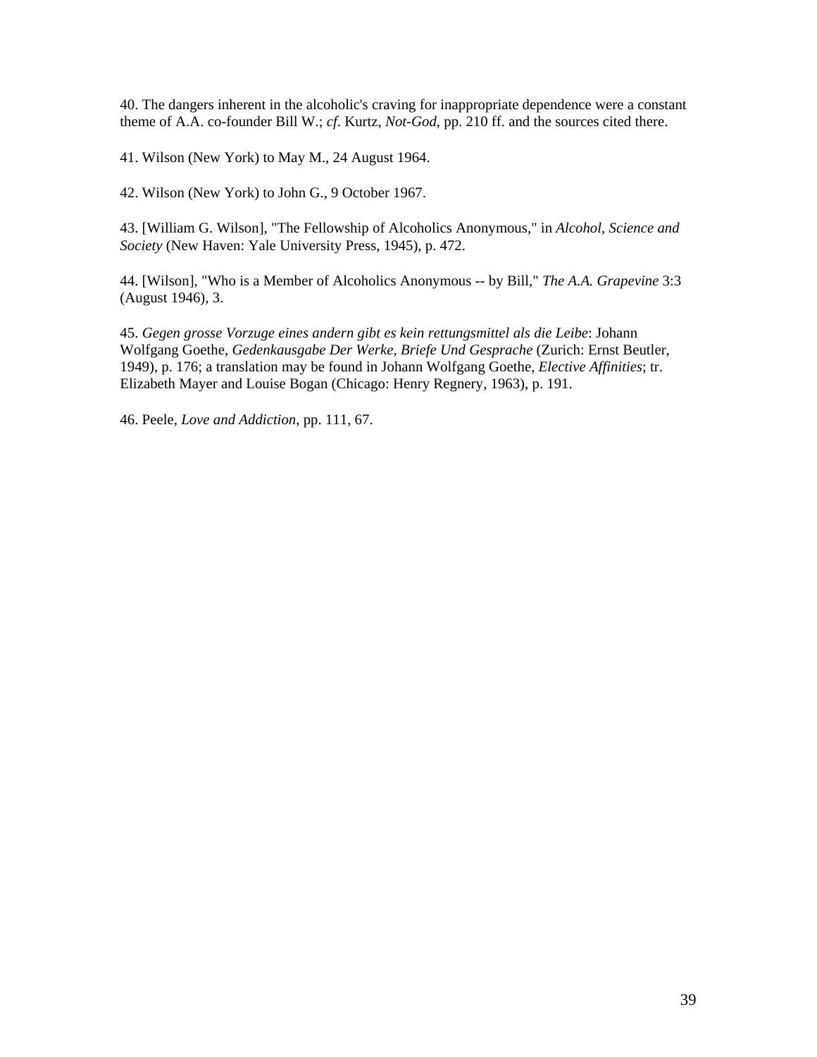40. The dangers inherent in the alcoholic's craving for inappropriate dependence were a constant theme of A.A. co-founder Bill W.; *cf.* Kurtz, *Not-God*, pp. 210 ff. and the sources cited there.

41. Wilson (New York) to May M., 24 August 1964.

42. Wilson (New York) to John G., 9 October 1967.

43. [William G. Wilson], "The Fellowship of Alcoholics Anonymous," in *Alcohol, Science and Society* (New Haven: Yale University Press, 1945), p. 472.

44. [Wilson], "Who is a Member of Alcoholics Anonymous -- by Bill," *The A.A. Grapevine* 3:3 (August 1946), 3.

45. *Gegen grosse Vorzuge eines andern gibt es kein rettungsmittel als die Leibe*: Johann Wolfgang Goethe, *Gedenkausgabe Der Werke, Briefe Und Gesprache* (Zurich: Ernst Beutler, 1949), p. 176; a translation may be found in Johann Wolfgang Goethe, *Elective Affinities*; tr. Elizabeth Mayer and Louise Bogan (Chicago: Henry Regnery, 1963), p. 191.

46. Peele, *Love and Addiction*, pp. 111, 67.